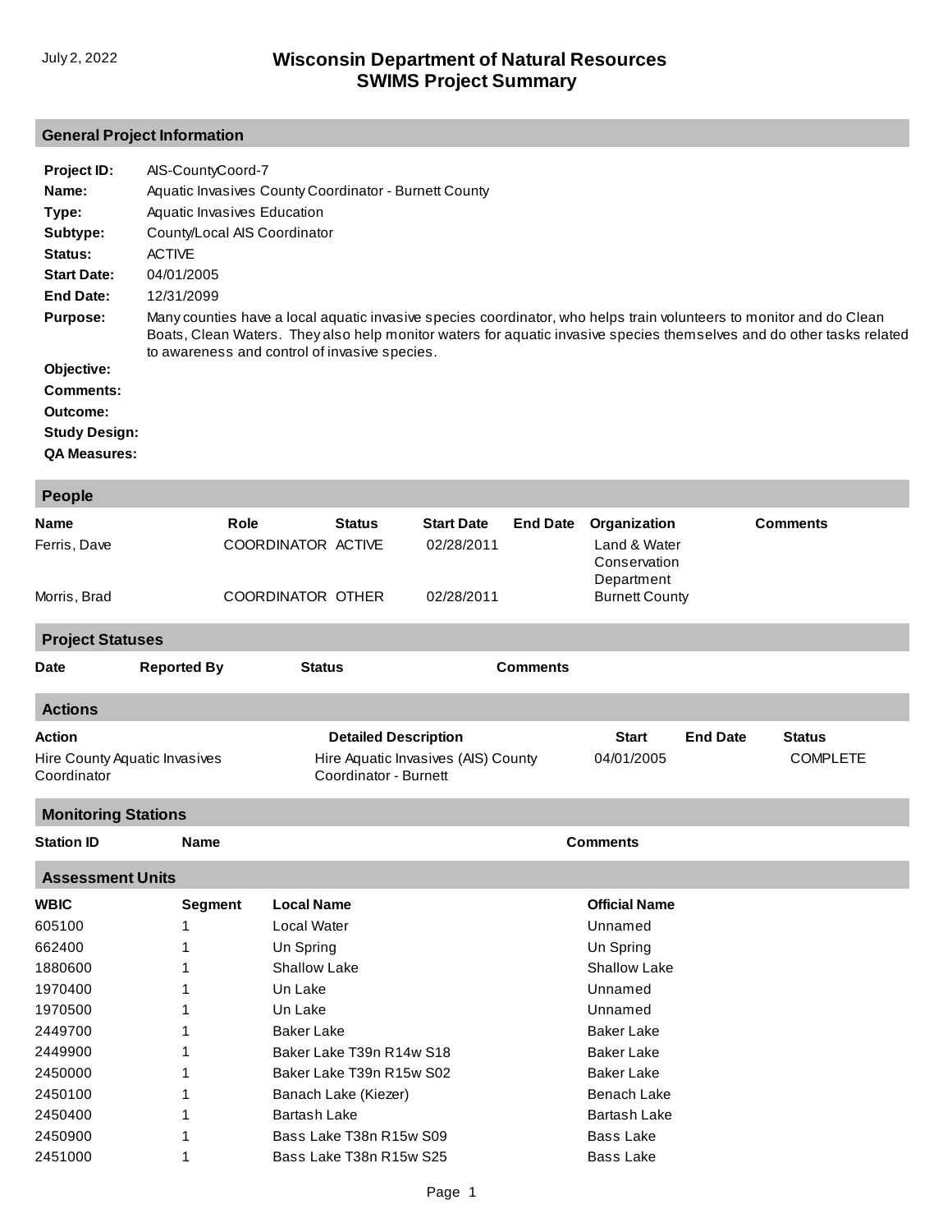July 2, 2022

# Wisconsin Department of Natural Resources
# SWIMS Project Summary

## General Project Information

**Project ID:** AIS-CountyCoord-7

**Name:** Aquatic Invasives County Coordinator - Burnett County

**Type:** Aquatic Invasives Education

**Subtype:** County/Local AIS Coordinator

**Status:** ACTIVE

**Start Date:** 04/01/2005

**End Date:** 12/31/2099

**Purpose:** Many counties have a local aquatic invasive species coordinator, who helps train volunteers to monitor and do Clean Boats, Clean Waters. They also help monitor waters for aquatic invasive species themselves and do other tasks related to awareness and control of invasive species.

**Objective:**

**Comments:**

**Outcome:**

**Study Design:**

**QA Measures:**

## People

| Name | Role | Status | Start Date | End Date | Organization | Comments |
|---|---|---|---|---|---|---|
| Ferris, Dave | COORDINATOR | ACTIVE | 02/28/2011 | | Land & Water Conservation Department | |
| Morris, Brad | COORDINATOR | OTHER | 02/28/2011 | | Burnett County | |

## Project Statuses

| Date | Reported By | Status | Comments |
|---|---|---|---|

## Actions

| Action | Detailed Description | Start | End Date | Status |
|---|---|---|---|---|
| Hire County Aquatic Invasives Coordinator | Hire Aquatic Invasives (AIS) County Coordinator - Burnett | 04/01/2005 | | COMPLETE |

## Monitoring Stations

| Station ID | Name | Comments |
|---|---|---|

## Assessment Units

| WBIC | Segment | Local Name | Official Name |
|---|---|---|---|
| 605100 | 1 | Local Water | Unnamed |
| 662400 | 1 | Un Spring | Un Spring |
| 1880600 | 1 | Shallow Lake | Shallow Lake |
| 1970400 | 1 | Un Lake | Unnamed |
| 1970500 | 1 | Un Lake | Unnamed |
| 2449700 | 1 | Baker Lake | Baker Lake |
| 2449900 | 1 | Baker Lake T39n R14w S18 | Baker Lake |
| 2450000 | 1 | Baker Lake T39n R15w S02 | Baker Lake |
| 2450100 | 1 | Banach Lake (Kiezer) | Benach Lake |
| 2450400 | 1 | Bartash Lake | Bartash Lake |
| 2450900 | 1 | Bass Lake T38n R15w S09 | Bass Lake |
| 2451000 | 1 | Bass Lake T38n R15w S25 | Bass Lake |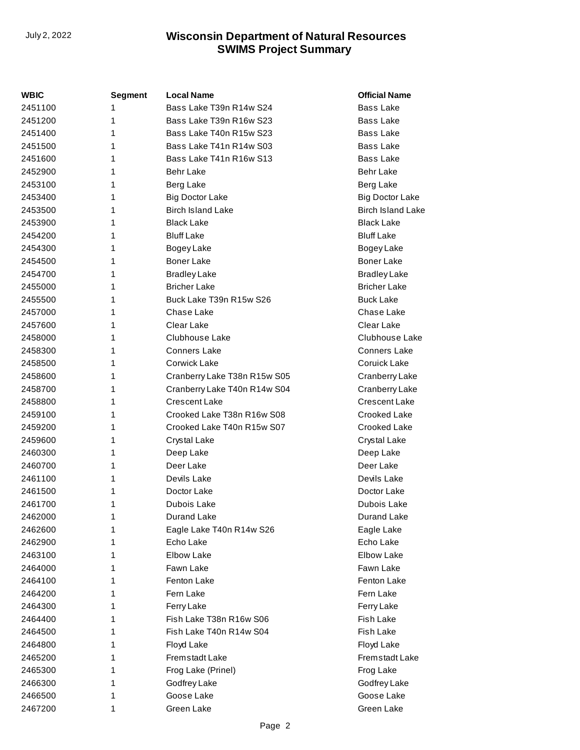| WBIC | Segment | Local Name | Official Name |
|---|---|---|---|
| 2451100 | 1 | Bass Lake T39n R14w S24 | Bass Lake |
| 2451200 | 1 | Bass Lake T39n R16w S23 | Bass Lake |
| 2451400 | 1 | Bass Lake T40n R15w S23 | Bass Lake |
| 2451500 | 1 | Bass Lake T41n R14w S03 | Bass Lake |
| 2451600 | 1 | Bass Lake T41n R16w S13 | Bass Lake |
| 2452900 | 1 | Behr Lake | Behr Lake |
| 2453100 | 1 | Berg Lake | Berg Lake |
| 2453400 | 1 | Big Doctor Lake | Big Doctor Lake |
| 2453500 | 1 | Birch Island Lake | Birch Island Lake |
| 2453900 | 1 | Black Lake | Black Lake |
| 2454200 | 1 | Bluff Lake | Bluff Lake |
| 2454300 | 1 | Bogey Lake | Bogey Lake |
| 2454500 | 1 | Boner Lake | Boner Lake |
| 2454700 | 1 | Bradley Lake | Bradley Lake |
| 2455000 | 1 | Bricher Lake | Bricher Lake |
| 2455500 | 1 | Buck Lake T39n R15w S26 | Buck Lake |
| 2457000 | 1 | Chase Lake | Chase Lake |
| 2457600 | 1 | Clear Lake | Clear Lake |
| 2458000 | 1 | Clubhouse Lake | Clubhouse Lake |
| 2458300 | 1 | Conners Lake | Conners Lake |
| 2458500 | 1 | Corwick Lake | Coruick Lake |
| 2458600 | 1 | Cranberry Lake T38n R15w S05 | Cranberry Lake |
| 2458700 | 1 | Cranberry Lake T40n R14w S04 | Cranberry Lake |
| 2458800 | 1 | Crescent Lake | Crescent Lake |
| 2459100 | 1 | Crooked Lake T38n R16w S08 | Crooked Lake |
| 2459200 | 1 | Crooked Lake T40n R15w S07 | Crooked Lake |
| 2459600 | 1 | Crystal Lake | Crystal Lake |
| 2460300 | 1 | Deep Lake | Deep Lake |
| 2460700 | 1 | Deer Lake | Deer Lake |
| 2461100 | 1 | Devils Lake | Devils Lake |
| 2461500 | 1 | Doctor Lake | Doctor Lake |
| 2461700 | 1 | Dubois Lake | Dubois Lake |
| 2462000 | 1 | Durand Lake | Durand Lake |
| 2462600 | 1 | Eagle Lake T40n R14w S26 | Eagle Lake |
| 2462900 | 1 | Echo Lake | Echo Lake |
| 2463100 | 1 | Elbow Lake | Elbow Lake |
| 2464000 | 1 | Fawn Lake | Fawn Lake |
| 2464100 | 1 | Fenton Lake | Fenton Lake |
| 2464200 | 1 | Fern Lake | Fern Lake |
| 2464300 | 1 | Ferry Lake | Ferry Lake |
| 2464400 | 1 | Fish Lake T38n R16w S06 | Fish Lake |
| 2464500 | 1 | Fish Lake T40n R14w S04 | Fish Lake |
| 2464800 | 1 | Floyd Lake | Floyd Lake |
| 2465200 | 1 | Fremstadt Lake | Fremstadt Lake |
| 2465300 | 1 | Frog Lake (Prinel) | Frog Lake |
| 2466300 | 1 | Godfrey Lake | Godfrey Lake |
| 2466500 | 1 | Goose Lake | Goose Lake |
| 2467200 | 1 | Green Lake | Green Lake |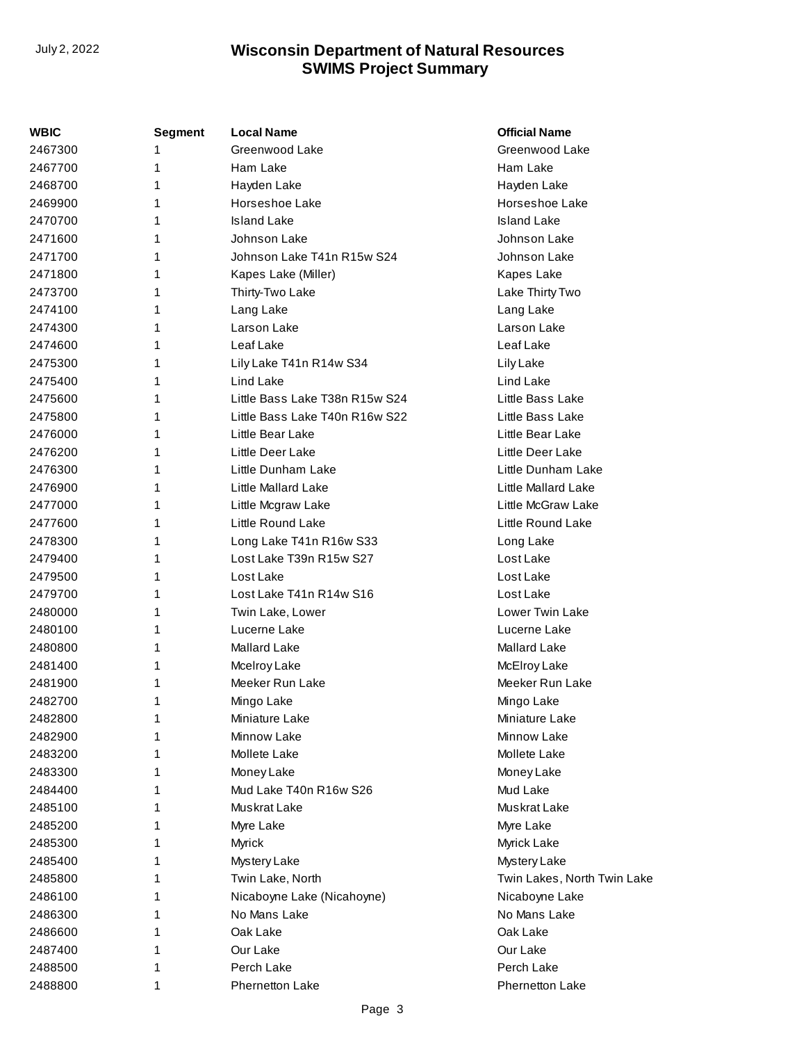| WBIC | Segment | Local Name | Official Name |
| --- | --- | --- | --- |
| 2467300 | 1 | Greenwood Lake | Greenwood Lake |
| 2467700 | 1 | Ham Lake | Ham Lake |
| 2468700 | 1 | Hayden Lake | Hayden Lake |
| 2469900 | 1 | Horseshoe Lake | Horseshoe Lake |
| 2470700 | 1 | Island Lake | Island Lake |
| 2471600 | 1 | Johnson Lake | Johnson Lake |
| 2471700 | 1 | Johnson Lake T41n R15w S24 | Johnson Lake |
| 2471800 | 1 | Kapes Lake (Miller) | Kapes Lake |
| 2473700 | 1 | Thirty-Two Lake | Lake Thirty Two |
| 2474100 | 1 | Lang Lake | Lang Lake |
| 2474300 | 1 | Larson Lake | Larson Lake |
| 2474600 | 1 | Leaf Lake | Leaf Lake |
| 2475300 | 1 | Lily Lake T41n R14w S34 | Lily Lake |
| 2475400 | 1 | Lind Lake | Lind Lake |
| 2475600 | 1 | Little Bass Lake T38n R15w S24 | Little Bass Lake |
| 2475800 | 1 | Little Bass Lake T40n R16w S22 | Little Bass Lake |
| 2476000 | 1 | Little Bear Lake | Little Bear Lake |
| 2476200 | 1 | Little Deer Lake | Little Deer Lake |
| 2476300 | 1 | Little Dunham Lake | Little Dunham Lake |
| 2476900 | 1 | Little Mallard Lake | Little Mallard Lake |
| 2477000 | 1 | Little Mcgraw Lake | Little McGraw Lake |
| 2477600 | 1 | Little Round Lake | Little Round Lake |
| 2478300 | 1 | Long Lake T41n R16w S33 | Long Lake |
| 2479400 | 1 | Lost Lake T39n R15w S27 | Lost Lake |
| 2479500 | 1 | Lost Lake | Lost Lake |
| 2479700 | 1 | Lost Lake T41n R14w S16 | Lost Lake |
| 2480000 | 1 | Twin Lake, Lower | Lower Twin Lake |
| 2480100 | 1 | Lucerne Lake | Lucerne Lake |
| 2480800 | 1 | Mallard Lake | Mallard Lake |
| 2481400 | 1 | Mcelroy Lake | McElroy Lake |
| 2481900 | 1 | Meeker Run Lake | Meeker Run Lake |
| 2482700 | 1 | Mingo Lake | Mingo Lake |
| 2482800 | 1 | Miniature Lake | Miniature Lake |
| 2482900 | 1 | Minnow Lake | Minnow Lake |
| 2483200 | 1 | Mollete Lake | Mollete Lake |
| 2483300 | 1 | Money Lake | Money Lake |
| 2484400 | 1 | Mud Lake T40n R16w S26 | Mud Lake |
| 2485100 | 1 | Muskrat Lake | Muskrat Lake |
| 2485200 | 1 | Myre Lake | Myre Lake |
| 2485300 | 1 | Myrick | Myrick Lake |
| 2485400 | 1 | Mystery Lake | Mystery Lake |
| 2485800 | 1 | Twin Lake, North | Twin Lakes, North Twin Lake |
| 2486100 | 1 | Nicaboyne Lake (Nicahoyne) | Nicaboyne Lake |
| 2486300 | 1 | No Mans Lake | No Mans Lake |
| 2486600 | 1 | Oak Lake | Oak Lake |
| 2487400 | 1 | Our Lake | Our Lake |
| 2488500 | 1 | Perch Lake | Perch Lake |
| 2488800 | 1 | Phernetton Lake | Phernetton Lake |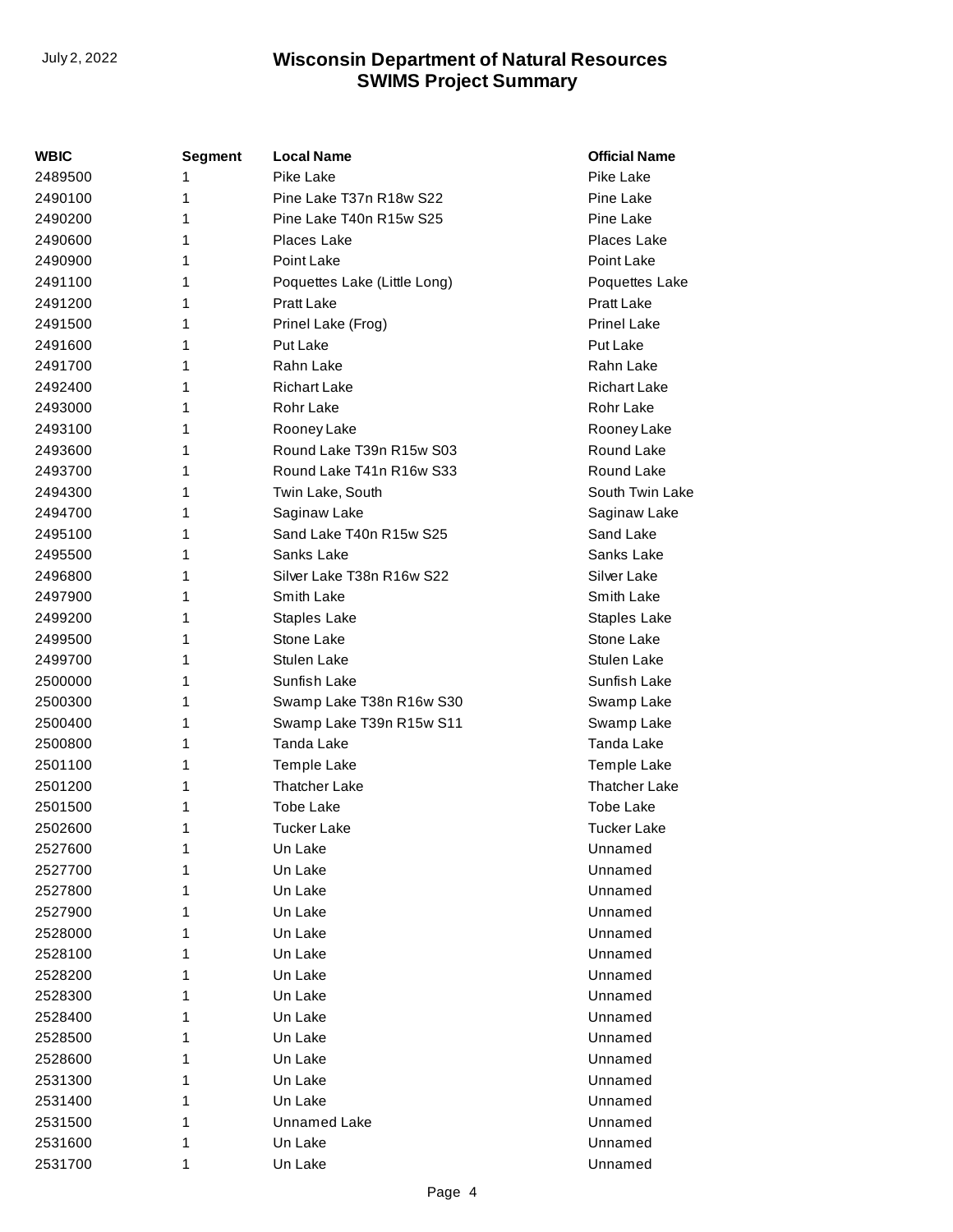| WBIC | Segment | Local Name | Official Name |
|---|---|---|---|
| 2489500 | 1 | Pike Lake | Pike Lake |
| 2490100 | 1 | Pine Lake T37n R18w S22 | Pine Lake |
| 2490200 | 1 | Pine Lake T40n R15w S25 | Pine Lake |
| 2490600 | 1 | Places Lake | Places Lake |
| 2490900 | 1 | Point Lake | Point Lake |
| 2491100 | 1 | Poquettes Lake (Little Long) | Poquettes Lake |
| 2491200 | 1 | Pratt Lake | Pratt Lake |
| 2491500 | 1 | Prinel Lake (Frog) | Prinel Lake |
| 2491600 | 1 | Put Lake | Put Lake |
| 2491700 | 1 | Rahn Lake | Rahn Lake |
| 2492400 | 1 | Richart Lake | Richart Lake |
| 2493000 | 1 | Rohr Lake | Rohr Lake |
| 2493100 | 1 | Rooney Lake | Rooney Lake |
| 2493600 | 1 | Round Lake T39n R15w S03 | Round Lake |
| 2493700 | 1 | Round Lake T41n R16w S33 | Round Lake |
| 2494300 | 1 | Twin Lake, South | South Twin Lake |
| 2494700 | 1 | Saginaw Lake | Saginaw Lake |
| 2495100 | 1 | Sand Lake T40n R15w S25 | Sand Lake |
| 2495500 | 1 | Sanks Lake | Sanks Lake |
| 2496800 | 1 | Silver Lake T38n R16w S22 | Silver Lake |
| 2497900 | 1 | Smith Lake | Smith Lake |
| 2499200 | 1 | Staples Lake | Staples Lake |
| 2499500 | 1 | Stone Lake | Stone Lake |
| 2499700 | 1 | Stulen Lake | Stulen Lake |
| 2500000 | 1 | Sunfish Lake | Sunfish Lake |
| 2500300 | 1 | Swamp Lake T38n R16w S30 | Swamp Lake |
| 2500400 | 1 | Swamp Lake T39n R15w S11 | Swamp Lake |
| 2500800 | 1 | Tanda Lake | Tanda Lake |
| 2501100 | 1 | Temple Lake | Temple Lake |
| 2501200 | 1 | Thatcher Lake | Thatcher Lake |
| 2501500 | 1 | Tobe Lake | Tobe Lake |
| 2502600 | 1 | Tucker Lake | Tucker Lake |
| 2527600 | 1 | Un Lake | Unnamed |
| 2527700 | 1 | Un Lake | Unnamed |
| 2527800 | 1 | Un Lake | Unnamed |
| 2527900 | 1 | Un Lake | Unnamed |
| 2528000 | 1 | Un Lake | Unnamed |
| 2528100 | 1 | Un Lake | Unnamed |
| 2528200 | 1 | Un Lake | Unnamed |
| 2528300 | 1 | Un Lake | Unnamed |
| 2528400 | 1 | Un Lake | Unnamed |
| 2528500 | 1 | Un Lake | Unnamed |
| 2528600 | 1 | Un Lake | Unnamed |
| 2531300 | 1 | Un Lake | Unnamed |
| 2531400 | 1 | Un Lake | Unnamed |
| 2531500 | 1 | Unnamed Lake | Unnamed |
| 2531600 | 1 | Un Lake | Unnamed |
| 2531700 | 1 | Un Lake | Unnamed |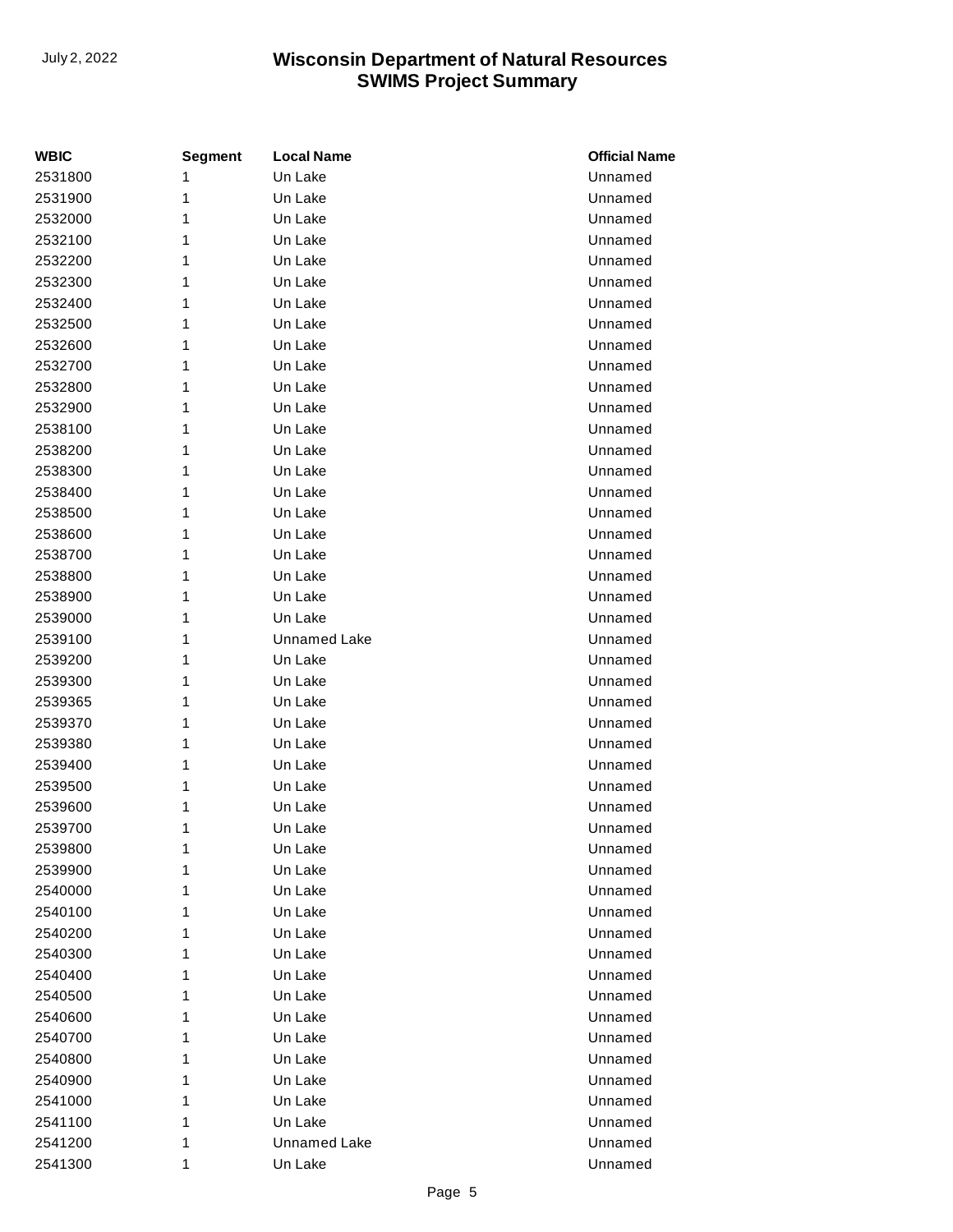| WBIC | Segment | Local Name | Official Name |
| --- | --- | --- | --- |
| 2531800 | 1 | Un Lake | Unnamed |
| 2531900 | 1 | Un Lake | Unnamed |
| 2532000 | 1 | Un Lake | Unnamed |
| 2532100 | 1 | Un Lake | Unnamed |
| 2532200 | 1 | Un Lake | Unnamed |
| 2532300 | 1 | Un Lake | Unnamed |
| 2532400 | 1 | Un Lake | Unnamed |
| 2532500 | 1 | Un Lake | Unnamed |
| 2532600 | 1 | Un Lake | Unnamed |
| 2532700 | 1 | Un Lake | Unnamed |
| 2532800 | 1 | Un Lake | Unnamed |
| 2532900 | 1 | Un Lake | Unnamed |
| 2538100 | 1 | Un Lake | Unnamed |
| 2538200 | 1 | Un Lake | Unnamed |
| 2538300 | 1 | Un Lake | Unnamed |
| 2538400 | 1 | Un Lake | Unnamed |
| 2538500 | 1 | Un Lake | Unnamed |
| 2538600 | 1 | Un Lake | Unnamed |
| 2538700 | 1 | Un Lake | Unnamed |
| 2538800 | 1 | Un Lake | Unnamed |
| 2538900 | 1 | Un Lake | Unnamed |
| 2539000 | 1 | Un Lake | Unnamed |
| 2539100 | 1 | Unnamed Lake | Unnamed |
| 2539200 | 1 | Un Lake | Unnamed |
| 2539300 | 1 | Un Lake | Unnamed |
| 2539365 | 1 | Un Lake | Unnamed |
| 2539370 | 1 | Un Lake | Unnamed |
| 2539380 | 1 | Un Lake | Unnamed |
| 2539400 | 1 | Un Lake | Unnamed |
| 2539500 | 1 | Un Lake | Unnamed |
| 2539600 | 1 | Un Lake | Unnamed |
| 2539700 | 1 | Un Lake | Unnamed |
| 2539800 | 1 | Un Lake | Unnamed |
| 2539900 | 1 | Un Lake | Unnamed |
| 2540000 | 1 | Un Lake | Unnamed |
| 2540100 | 1 | Un Lake | Unnamed |
| 2540200 | 1 | Un Lake | Unnamed |
| 2540300 | 1 | Un Lake | Unnamed |
| 2540400 | 1 | Un Lake | Unnamed |
| 2540500 | 1 | Un Lake | Unnamed |
| 2540600 | 1 | Un Lake | Unnamed |
| 2540700 | 1 | Un Lake | Unnamed |
| 2540800 | 1 | Un Lake | Unnamed |
| 2540900 | 1 | Un Lake | Unnamed |
| 2541000 | 1 | Un Lake | Unnamed |
| 2541100 | 1 | Un Lake | Unnamed |
| 2541200 | 1 | Unnamed Lake | Unnamed |
| 2541300 | 1 | Un Lake | Unnamed |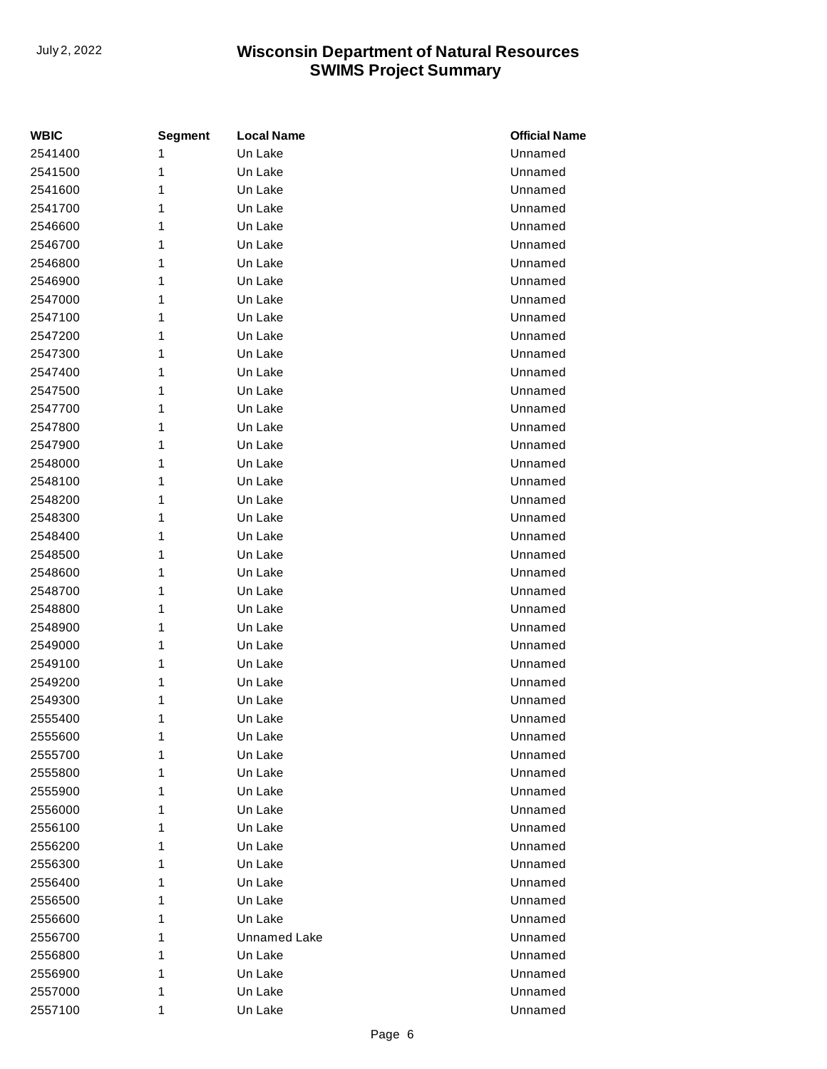| WBIC | Segment | Local Name | Official Name |
|---|---|---|---|
| 2541400 | 1 | Un Lake | Unnamed |
| 2541500 | 1 | Un Lake | Unnamed |
| 2541600 | 1 | Un Lake | Unnamed |
| 2541700 | 1 | Un Lake | Unnamed |
| 2546600 | 1 | Un Lake | Unnamed |
| 2546700 | 1 | Un Lake | Unnamed |
| 2546800 | 1 | Un Lake | Unnamed |
| 2546900 | 1 | Un Lake | Unnamed |
| 2547000 | 1 | Un Lake | Unnamed |
| 2547100 | 1 | Un Lake | Unnamed |
| 2547200 | 1 | Un Lake | Unnamed |
| 2547300 | 1 | Un Lake | Unnamed |
| 2547400 | 1 | Un Lake | Unnamed |
| 2547500 | 1 | Un Lake | Unnamed |
| 2547700 | 1 | Un Lake | Unnamed |
| 2547800 | 1 | Un Lake | Unnamed |
| 2547900 | 1 | Un Lake | Unnamed |
| 2548000 | 1 | Un Lake | Unnamed |
| 2548100 | 1 | Un Lake | Unnamed |
| 2548200 | 1 | Un Lake | Unnamed |
| 2548300 | 1 | Un Lake | Unnamed |
| 2548400 | 1 | Un Lake | Unnamed |
| 2548500 | 1 | Un Lake | Unnamed |
| 2548600 | 1 | Un Lake | Unnamed |
| 2548700 | 1 | Un Lake | Unnamed |
| 2548800 | 1 | Un Lake | Unnamed |
| 2548900 | 1 | Un Lake | Unnamed |
| 2549000 | 1 | Un Lake | Unnamed |
| 2549100 | 1 | Un Lake | Unnamed |
| 2549200 | 1 | Un Lake | Unnamed |
| 2549300 | 1 | Un Lake | Unnamed |
| 2555400 | 1 | Un Lake | Unnamed |
| 2555600 | 1 | Un Lake | Unnamed |
| 2555700 | 1 | Un Lake | Unnamed |
| 2555800 | 1 | Un Lake | Unnamed |
| 2555900 | 1 | Un Lake | Unnamed |
| 2556000 | 1 | Un Lake | Unnamed |
| 2556100 | 1 | Un Lake | Unnamed |
| 2556200 | 1 | Un Lake | Unnamed |
| 2556300 | 1 | Un Lake | Unnamed |
| 2556400 | 1 | Un Lake | Unnamed |
| 2556500 | 1 | Un Lake | Unnamed |
| 2556600 | 1 | Un Lake | Unnamed |
| 2556700 | 1 | Unnamed Lake | Unnamed |
| 2556800 | 1 | Un Lake | Unnamed |
| 2556900 | 1 | Un Lake | Unnamed |
| 2557000 | 1 | Un Lake | Unnamed |
| 2557100 | 1 | Un Lake | Unnamed |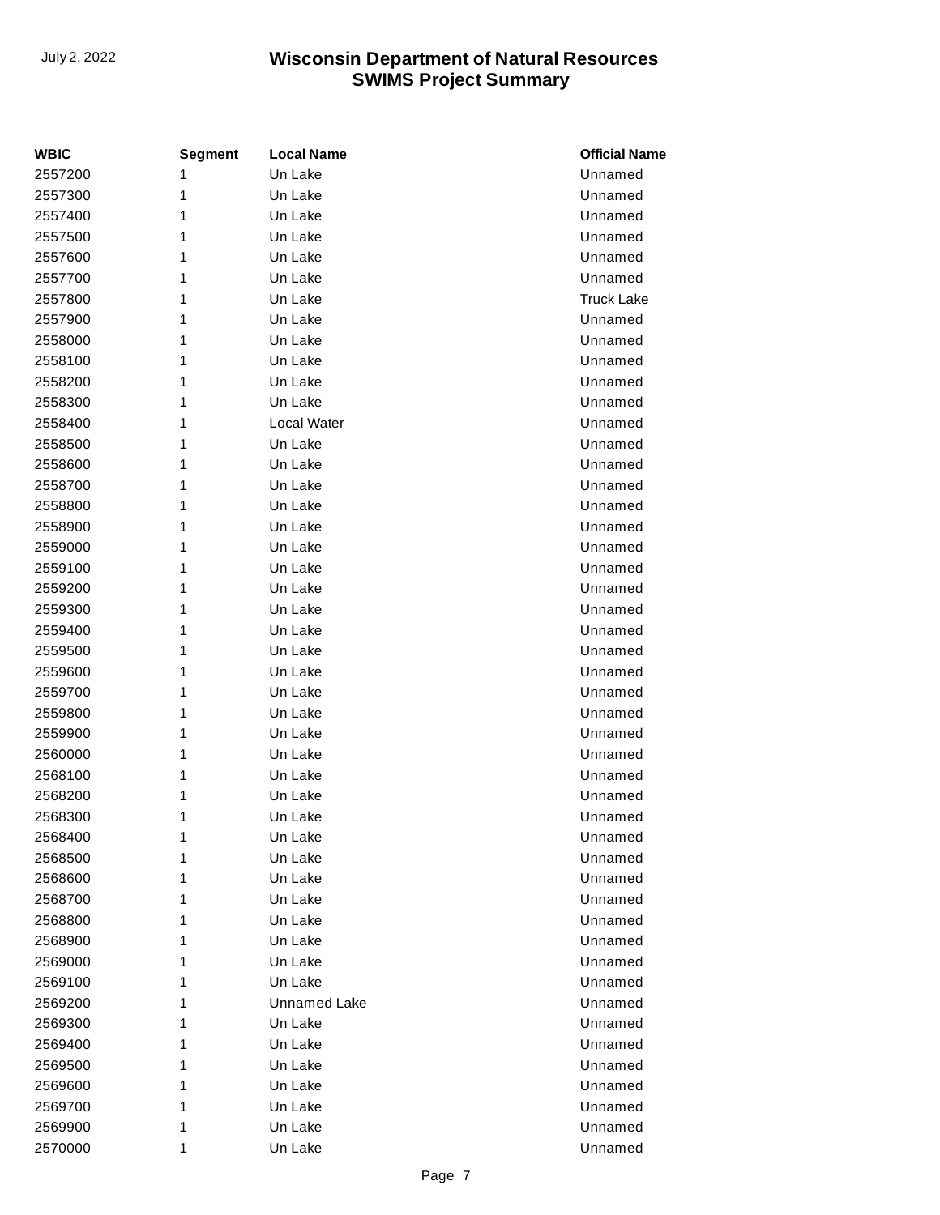| WBIC | Segment | Local Name | Official Name |
|---|---|---|---|
| 2557200 | 1 | Un Lake | Unnamed |
| 2557300 | 1 | Un Lake | Unnamed |
| 2557400 | 1 | Un Lake | Unnamed |
| 2557500 | 1 | Un Lake | Unnamed |
| 2557600 | 1 | Un Lake | Unnamed |
| 2557700 | 1 | Un Lake | Unnamed |
| 2557800 | 1 | Un Lake | Truck Lake |
| 2557900 | 1 | Un Lake | Unnamed |
| 2558000 | 1 | Un Lake | Unnamed |
| 2558100 | 1 | Un Lake | Unnamed |
| 2558200 | 1 | Un Lake | Unnamed |
| 2558300 | 1 | Un Lake | Unnamed |
| 2558400 | 1 | Local Water | Unnamed |
| 2558500 | 1 | Un Lake | Unnamed |
| 2558600 | 1 | Un Lake | Unnamed |
| 2558700 | 1 | Un Lake | Unnamed |
| 2558800 | 1 | Un Lake | Unnamed |
| 2558900 | 1 | Un Lake | Unnamed |
| 2559000 | 1 | Un Lake | Unnamed |
| 2559100 | 1 | Un Lake | Unnamed |
| 2559200 | 1 | Un Lake | Unnamed |
| 2559300 | 1 | Un Lake | Unnamed |
| 2559400 | 1 | Un Lake | Unnamed |
| 2559500 | 1 | Un Lake | Unnamed |
| 2559600 | 1 | Un Lake | Unnamed |
| 2559700 | 1 | Un Lake | Unnamed |
| 2559800 | 1 | Un Lake | Unnamed |
| 2559900 | 1 | Un Lake | Unnamed |
| 2560000 | 1 | Un Lake | Unnamed |
| 2568100 | 1 | Un Lake | Unnamed |
| 2568200 | 1 | Un Lake | Unnamed |
| 2568300 | 1 | Un Lake | Unnamed |
| 2568400 | 1 | Un Lake | Unnamed |
| 2568500 | 1 | Un Lake | Unnamed |
| 2568600 | 1 | Un Lake | Unnamed |
| 2568700 | 1 | Un Lake | Unnamed |
| 2568800 | 1 | Un Lake | Unnamed |
| 2568900 | 1 | Un Lake | Unnamed |
| 2569000 | 1 | Un Lake | Unnamed |
| 2569100 | 1 | Un Lake | Unnamed |
| 2569200 | 1 | Unnamed Lake | Unnamed |
| 2569300 | 1 | Un Lake | Unnamed |
| 2569400 | 1 | Un Lake | Unnamed |
| 2569500 | 1 | Un Lake | Unnamed |
| 2569600 | 1 | Un Lake | Unnamed |
| 2569700 | 1 | Un Lake | Unnamed |
| 2569900 | 1 | Un Lake | Unnamed |
| 2570000 | 1 | Un Lake | Unnamed |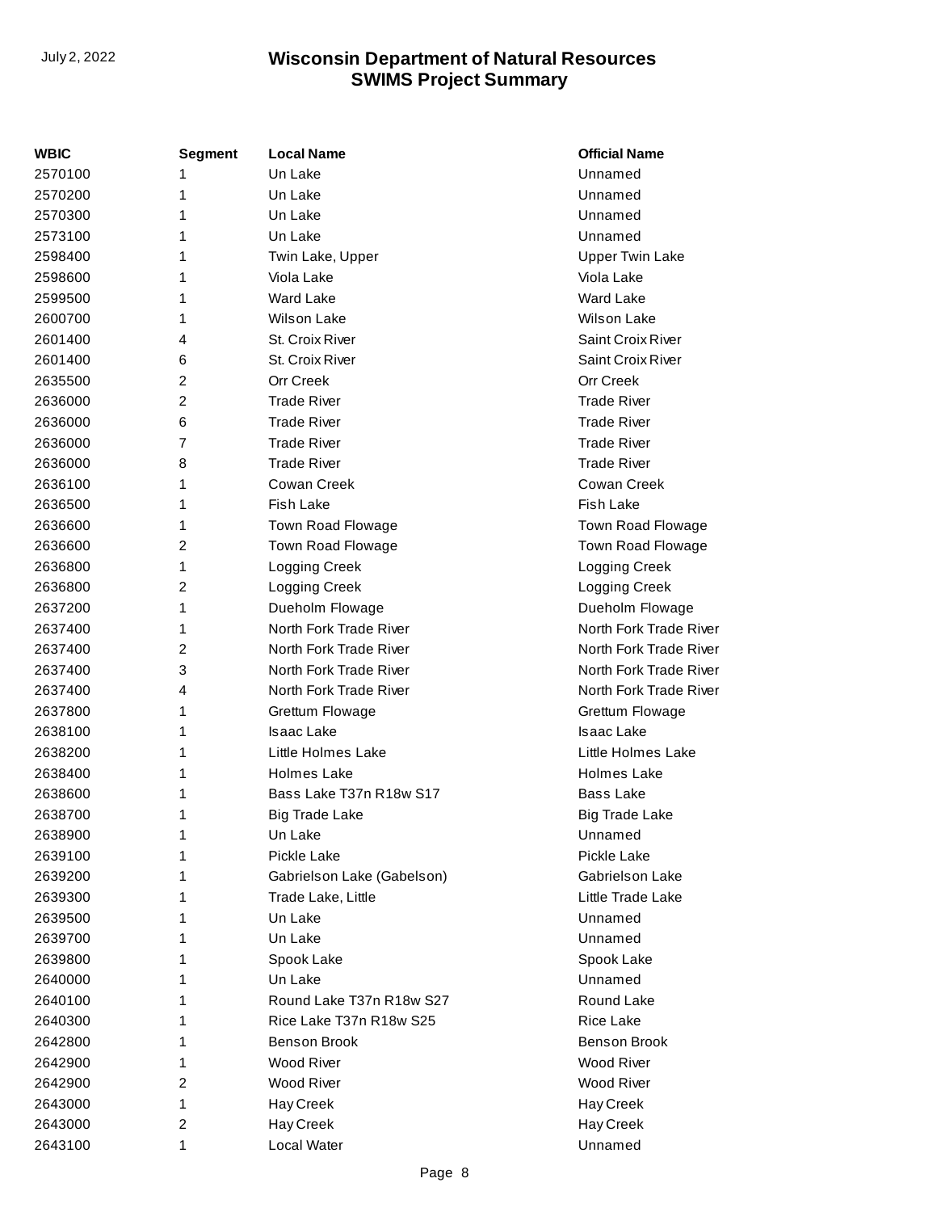| WBIC | Segment | Local Name | Official Name |
|---|---|---|---|
| 2570100 | 1 | Un Lake | Unnamed |
| 2570200 | 1 | Un Lake | Unnamed |
| 2570300 | 1 | Un Lake | Unnamed |
| 2573100 | 1 | Un Lake | Unnamed |
| 2598400 | 1 | Twin Lake, Upper | Upper Twin Lake |
| 2598600 | 1 | Viola Lake | Viola Lake |
| 2599500 | 1 | Ward Lake | Ward Lake |
| 2600700 | 1 | Wilson Lake | Wilson Lake |
| 2601400 | 4 | St. Croix River | Saint Croix River |
| 2601400 | 6 | St. Croix River | Saint Croix River |
| 2635500 | 2 | Orr Creek | Orr Creek |
| 2636000 | 2 | Trade River | Trade River |
| 2636000 | 6 | Trade River | Trade River |
| 2636000 | 7 | Trade River | Trade River |
| 2636000 | 8 | Trade River | Trade River |
| 2636100 | 1 | Cowan Creek | Cowan Creek |
| 2636500 | 1 | Fish Lake | Fish Lake |
| 2636600 | 1 | Town Road Flowage | Town Road Flowage |
| 2636600 | 2 | Town Road Flowage | Town Road Flowage |
| 2636800 | 1 | Logging Creek | Logging Creek |
| 2636800 | 2 | Logging Creek | Logging Creek |
| 2637200 | 1 | Dueholm Flowage | Dueholm Flowage |
| 2637400 | 1 | North Fork Trade River | North Fork Trade River |
| 2637400 | 2 | North Fork Trade River | North Fork Trade River |
| 2637400 | 3 | North Fork Trade River | North Fork Trade River |
| 2637400 | 4 | North Fork Trade River | North Fork Trade River |
| 2637800 | 1 | Grettum Flowage | Grettum Flowage |
| 2638100 | 1 | Isaac Lake | Isaac Lake |
| 2638200 | 1 | Little Holmes Lake | Little Holmes Lake |
| 2638400 | 1 | Holmes Lake | Holmes Lake |
| 2638600 | 1 | Bass Lake T37n R18w S17 | Bass Lake |
| 2638700 | 1 | Big Trade Lake | Big Trade Lake |
| 2638900 | 1 | Un Lake | Unnamed |
| 2639100 | 1 | Pickle Lake | Pickle Lake |
| 2639200 | 1 | Gabrielson Lake (Gabelson) | Gabrielson Lake |
| 2639300 | 1 | Trade Lake, Little | Little Trade Lake |
| 2639500 | 1 | Un Lake | Unnamed |
| 2639700 | 1 | Un Lake | Unnamed |
| 2639800 | 1 | Spook Lake | Spook Lake |
| 2640000 | 1 | Un Lake | Unnamed |
| 2640100 | 1 | Round Lake T37n R18w S27 | Round Lake |
| 2640300 | 1 | Rice Lake T37n R18w S25 | Rice Lake |
| 2642800 | 1 | Benson Brook | Benson Brook |
| 2642900 | 1 | Wood River | Wood River |
| 2642900 | 2 | Wood River | Wood River |
| 2643000 | 1 | Hay Creek | Hay Creek |
| 2643000 | 2 | Hay Creek | Hay Creek |
| 2643100 | 1 | Local Water | Unnamed |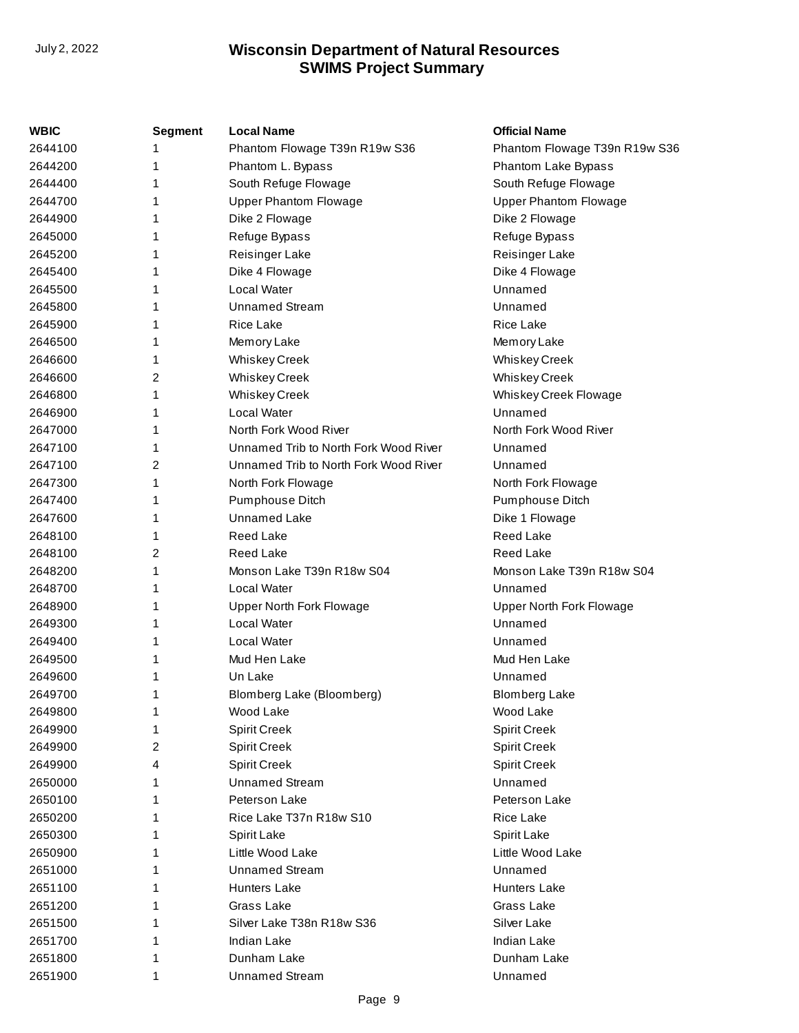| WBIC | Segment | Local Name | Official Name |
|---|---|---|---|
| 2644100 | 1 | Phantom Flowage T39n R19w S36 | Phantom Flowage T39n R19w S36 |
| 2644200 | 1 | Phantom L. Bypass | Phantom Lake Bypass |
| 2644400 | 1 | South Refuge Flowage | South Refuge Flowage |
| 2644700 | 1 | Upper Phantom Flowage | Upper Phantom Flowage |
| 2644900 | 1 | Dike 2 Flowage | Dike 2 Flowage |
| 2645000 | 1 | Refuge Bypass | Refuge Bypass |
| 2645200 | 1 | Reisinger Lake | Reisinger Lake |
| 2645400 | 1 | Dike 4 Flowage | Dike 4 Flowage |
| 2645500 | 1 | Local Water | Unnamed |
| 2645800 | 1 | Unnamed Stream | Unnamed |
| 2645900 | 1 | Rice Lake | Rice Lake |
| 2646500 | 1 | Memory Lake | Memory Lake |
| 2646600 | 1 | Whiskey Creek | Whiskey Creek |
| 2646600 | 2 | Whiskey Creek | Whiskey Creek |
| 2646800 | 1 | Whiskey Creek | Whiskey Creek Flowage |
| 2646900 | 1 | Local Water | Unnamed |
| 2647000 | 1 | North Fork Wood River | North Fork Wood River |
| 2647100 | 1 | Unnamed Trib to North Fork Wood River | Unnamed |
| 2647100 | 2 | Unnamed Trib to North Fork Wood River | Unnamed |
| 2647300 | 1 | North Fork Flowage | North Fork Flowage |
| 2647400 | 1 | Pumphouse Ditch | Pumphouse Ditch |
| 2647600 | 1 | Unnamed Lake | Dike 1 Flowage |
| 2648100 | 1 | Reed Lake | Reed Lake |
| 2648100 | 2 | Reed Lake | Reed Lake |
| 2648200 | 1 | Monson Lake T39n R18w S04 | Monson Lake T39n R18w S04 |
| 2648700 | 1 | Local Water | Unnamed |
| 2648900 | 1 | Upper North Fork Flowage | Upper North Fork Flowage |
| 2649300 | 1 | Local Water | Unnamed |
| 2649400 | 1 | Local Water | Unnamed |
| 2649500 | 1 | Mud Hen Lake | Mud Hen Lake |
| 2649600 | 1 | Un Lake | Unnamed |
| 2649700 | 1 | Blomberg Lake (Bloomberg) | Blomberg Lake |
| 2649800 | 1 | Wood Lake | Wood Lake |
| 2649900 | 1 | Spirit Creek | Spirit Creek |
| 2649900 | 2 | Spirit Creek | Spirit Creek |
| 2649900 | 4 | Spirit Creek | Spirit Creek |
| 2650000 | 1 | Unnamed Stream | Unnamed |
| 2650100 | 1 | Peterson Lake | Peterson Lake |
| 2650200 | 1 | Rice Lake T37n R18w S10 | Rice Lake |
| 2650300 | 1 | Spirit Lake | Spirit Lake |
| 2650900 | 1 | Little Wood Lake | Little Wood Lake |
| 2651000 | 1 | Unnamed Stream | Unnamed |
| 2651100 | 1 | Hunters Lake | Hunters Lake |
| 2651200 | 1 | Grass Lake | Grass Lake |
| 2651500 | 1 | Silver Lake T38n R18w S36 | Silver Lake |
| 2651700 | 1 | Indian Lake | Indian Lake |
| 2651800 | 1 | Dunham Lake | Dunham Lake |
| 2651900 | 1 | Unnamed Stream | Unnamed |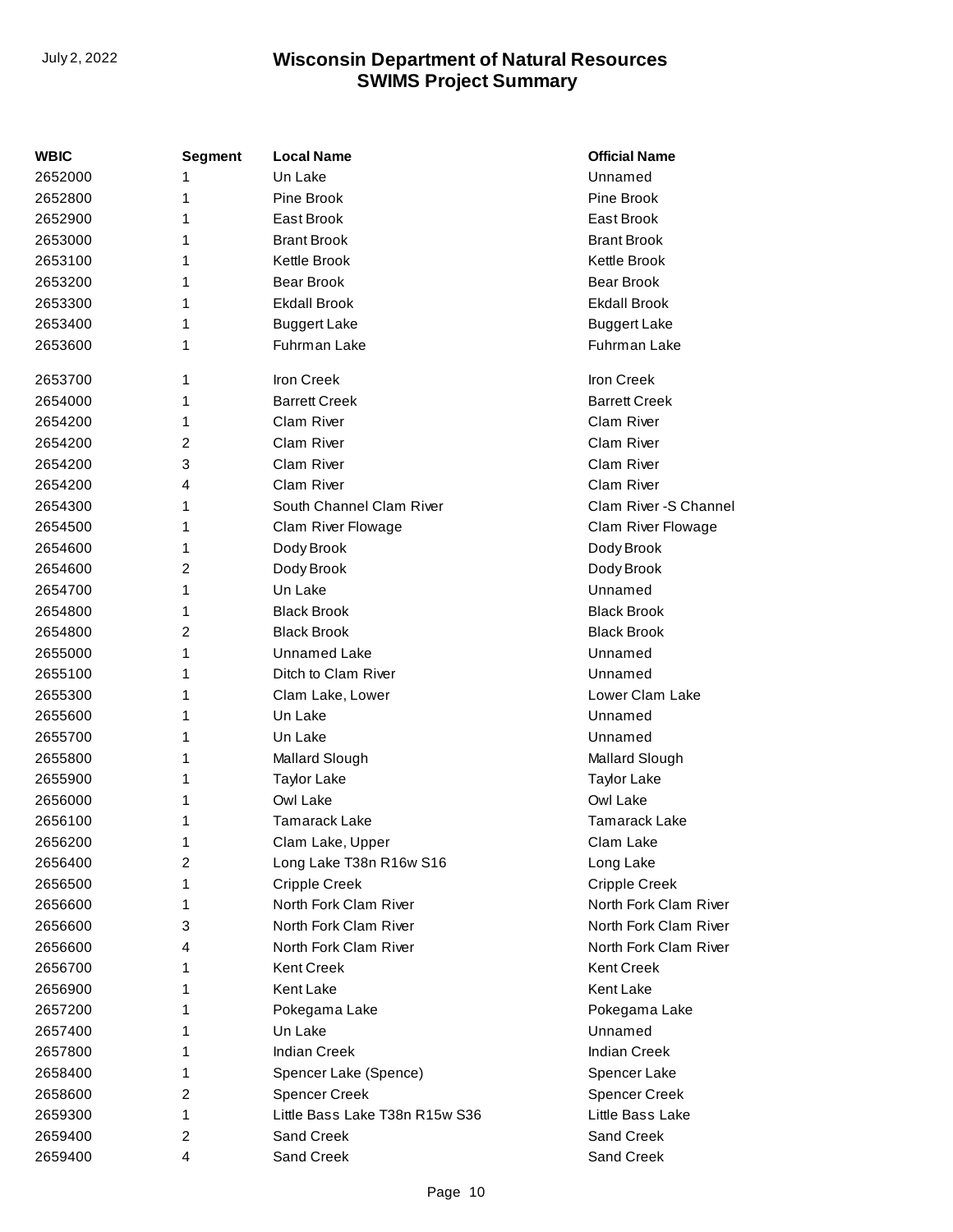| WBIC | Segment | Local Name | Official Name |
|---|---|---|---|
| 2652000 | 1 | Un Lake | Unnamed |
| 2652800 | 1 | Pine Brook | Pine Brook |
| 2652900 | 1 | East Brook | East Brook |
| 2653000 | 1 | Brant Brook | Brant Brook |
| 2653100 | 1 | Kettle Brook | Kettle Brook |
| 2653200 | 1 | Bear Brook | Bear Brook |
| 2653300 | 1 | Ekdall Brook | Ekdall Brook |
| 2653400 | 1 | Buggert Lake | Buggert Lake |
| 2653600 | 1 | Fuhrman Lake | Fuhrman Lake |
| 2653700 | 1 | Iron Creek | Iron Creek |
| 2654000 | 1 | Barrett Creek | Barrett Creek |
| 2654200 | 1 | Clam River | Clam River |
| 2654200 | 2 | Clam River | Clam River |
| 2654200 | 3 | Clam River | Clam River |
| 2654200 | 4 | Clam River | Clam River |
| 2654300 | 1 | South Channel Clam River | Clam River -S Channel |
| 2654500 | 1 | Clam River Flowage | Clam River Flowage |
| 2654600 | 1 | Dody Brook | Dody Brook |
| 2654600 | 2 | Dody Brook | Dody Brook |
| 2654700 | 1 | Un Lake | Unnamed |
| 2654800 | 1 | Black Brook | Black Brook |
| 2654800 | 2 | Black Brook | Black Brook |
| 2655000 | 1 | Unnamed Lake | Unnamed |
| 2655100 | 1 | Ditch to Clam River | Unnamed |
| 2655300 | 1 | Clam Lake, Lower | Lower Clam Lake |
| 2655600 | 1 | Un Lake | Unnamed |
| 2655700 | 1 | Un Lake | Unnamed |
| 2655800 | 1 | Mallard Slough | Mallard Slough |
| 2655900 | 1 | Taylor Lake | Taylor Lake |
| 2656000 | 1 | Owl Lake | Owl Lake |
| 2656100 | 1 | Tamarack Lake | Tamarack Lake |
| 2656200 | 1 | Clam Lake, Upper | Clam Lake |
| 2656400 | 2 | Long Lake T38n R16w S16 | Long Lake |
| 2656500 | 1 | Cripple Creek | Cripple Creek |
| 2656600 | 1 | North Fork Clam River | North Fork Clam River |
| 2656600 | 3 | North Fork Clam River | North Fork Clam River |
| 2656600 | 4 | North Fork Clam River | North Fork Clam River |
| 2656700 | 1 | Kent Creek | Kent Creek |
| 2656900 | 1 | Kent Lake | Kent Lake |
| 2657200 | 1 | Pokegama Lake | Pokegama Lake |
| 2657400 | 1 | Un Lake | Unnamed |
| 2657800 | 1 | Indian Creek | Indian Creek |
| 2658400 | 1 | Spencer Lake (Spence) | Spencer Lake |
| 2658600 | 2 | Spencer Creek | Spencer Creek |
| 2659300 | 1 | Little Bass Lake T38n R15w S36 | Little Bass Lake |
| 2659400 | 2 | Sand Creek | Sand Creek |
| 2659400 | 4 | Sand Creek | Sand Creek |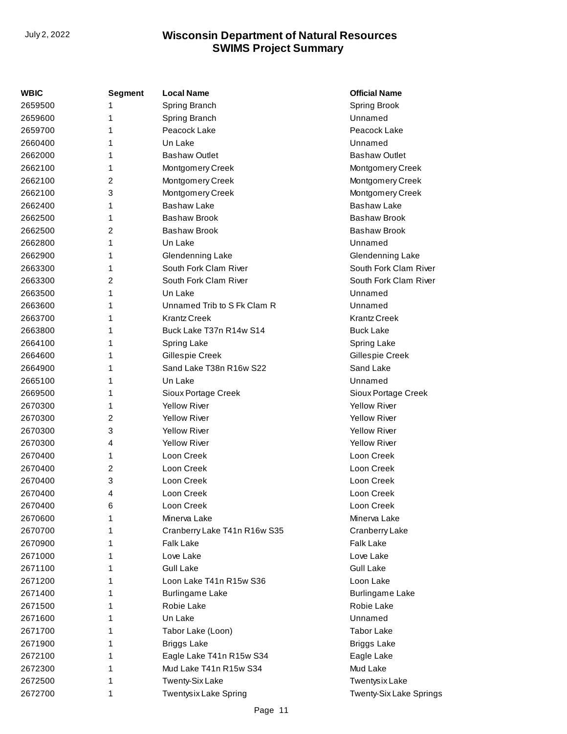| WBIC | Segment | Local Name | Official Name |
|---|---|---|---|
| 2659500 | 1 | Spring Branch | Spring Brook |
| 2659600 | 1 | Spring Branch | Unnamed |
| 2659700 | 1 | Peacock Lake | Peacock Lake |
| 2660400 | 1 | Un Lake | Unnamed |
| 2662000 | 1 | Bashaw Outlet | Bashaw Outlet |
| 2662100 | 1 | Montgomery Creek | Montgomery Creek |
| 2662100 | 2 | Montgomery Creek | Montgomery Creek |
| 2662100 | 3 | Montgomery Creek | Montgomery Creek |
| 2662400 | 1 | Bashaw Lake | Bashaw Lake |
| 2662500 | 1 | Bashaw Brook | Bashaw Brook |
| 2662500 | 2 | Bashaw Brook | Bashaw Brook |
| 2662800 | 1 | Un Lake | Unnamed |
| 2662900 | 1 | Glendenning Lake | Glendenning Lake |
| 2663300 | 1 | South Fork Clam River | South Fork Clam River |
| 2663300 | 2 | South Fork Clam River | South Fork Clam River |
| 2663500 | 1 | Un Lake | Unnamed |
| 2663600 | 1 | Unnamed Trib to S Fk Clam R | Unnamed |
| 2663700 | 1 | Krantz Creek | Krantz Creek |
| 2663800 | 1 | Buck Lake T37n R14w S14 | Buck Lake |
| 2664100 | 1 | Spring Lake | Spring Lake |
| 2664600 | 1 | Gillespie Creek | Gillespie Creek |
| 2664900 | 1 | Sand Lake T38n R16w S22 | Sand Lake |
| 2665100 | 1 | Un Lake | Unnamed |
| 2669500 | 1 | Sioux Portage Creek | Sioux Portage Creek |
| 2670300 | 1 | Yellow River | Yellow River |
| 2670300 | 2 | Yellow River | Yellow River |
| 2670300 | 3 | Yellow River | Yellow River |
| 2670300 | 4 | Yellow River | Yellow River |
| 2670400 | 1 | Loon Creek | Loon Creek |
| 2670400 | 2 | Loon Creek | Loon Creek |
| 2670400 | 3 | Loon Creek | Loon Creek |
| 2670400 | 4 | Loon Creek | Loon Creek |
| 2670400 | 6 | Loon Creek | Loon Creek |
| 2670600 | 1 | Minerva Lake | Minerva Lake |
| 2670700 | 1 | Cranberry Lake T41n R16w S35 | Cranberry Lake |
| 2670900 | 1 | Falk Lake | Falk Lake |
| 2671000 | 1 | Love Lake | Love Lake |
| 2671100 | 1 | Gull Lake | Gull Lake |
| 2671200 | 1 | Loon Lake T41n R15w S36 | Loon Lake |
| 2671400 | 1 | Burlingame Lake | Burlingame Lake |
| 2671500 | 1 | Robie Lake | Robie Lake |
| 2671600 | 1 | Un Lake | Unnamed |
| 2671700 | 1 | Tabor Lake (Loon) | Tabor Lake |
| 2671900 | 1 | Briggs Lake | Briggs Lake |
| 2672100 | 1 | Eagle Lake T41n R15w S34 | Eagle Lake |
| 2672300 | 1 | Mud Lake T41n R15w S34 | Mud Lake |
| 2672500 | 1 | Twenty-Six Lake | Twentysix Lake |
| 2672700 | 1 | Twentysix Lake Spring | Twenty-Six Lake Springs |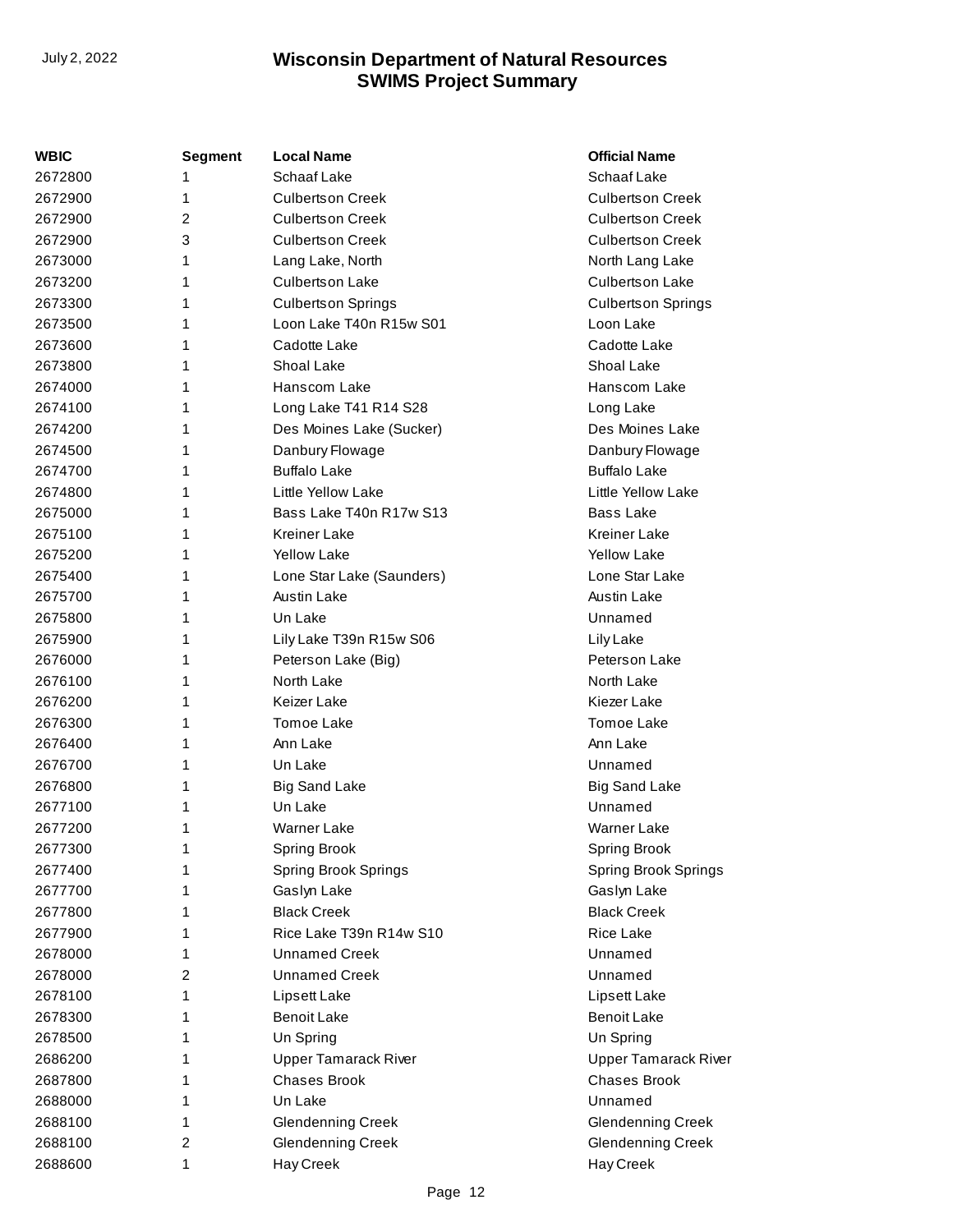| WBIC | Segment | Local Name | Official Name |
|---|---|---|---|
| 2672800 | 1 | Schaaf Lake | Schaaf Lake |
| 2672900 | 1 | Culbertson Creek | Culbertson Creek |
| 2672900 | 2 | Culbertson Creek | Culbertson Creek |
| 2672900 | 3 | Culbertson Creek | Culbertson Creek |
| 2673000 | 1 | Lang Lake, North | North Lang Lake |
| 2673200 | 1 | Culbertson Lake | Culbertson Lake |
| 2673300 | 1 | Culbertson Springs | Culbertson Springs |
| 2673500 | 1 | Loon Lake T40n R15w S01 | Loon Lake |
| 2673600 | 1 | Cadotte Lake | Cadotte Lake |
| 2673800 | 1 | Shoal Lake | Shoal Lake |
| 2674000 | 1 | Hanscom Lake | Hanscom Lake |
| 2674100 | 1 | Long Lake T41 R14 S28 | Long Lake |
| 2674200 | 1 | Des Moines Lake (Sucker) | Des Moines Lake |
| 2674500 | 1 | Danbury Flowage | Danbury Flowage |
| 2674700 | 1 | Buffalo Lake | Buffalo Lake |
| 2674800 | 1 | Little Yellow Lake | Little Yellow Lake |
| 2675000 | 1 | Bass Lake T40n R17w S13 | Bass Lake |
| 2675100 | 1 | Kreiner Lake | Kreiner Lake |
| 2675200 | 1 | Yellow Lake | Yellow Lake |
| 2675400 | 1 | Lone Star Lake (Saunders) | Lone Star Lake |
| 2675700 | 1 | Austin Lake | Austin Lake |
| 2675800 | 1 | Un Lake | Unnamed |
| 2675900 | 1 | Lily Lake T39n R15w S06 | Lily Lake |
| 2676000 | 1 | Peterson Lake (Big) | Peterson Lake |
| 2676100 | 1 | North Lake | North Lake |
| 2676200 | 1 | Keizer Lake | Kiezer Lake |
| 2676300 | 1 | Tomoe Lake | Tomoe Lake |
| 2676400 | 1 | Ann Lake | Ann Lake |
| 2676700 | 1 | Un Lake | Unnamed |
| 2676800 | 1 | Big Sand Lake | Big Sand Lake |
| 2677100 | 1 | Un Lake | Unnamed |
| 2677200 | 1 | Warner Lake | Warner Lake |
| 2677300 | 1 | Spring Brook | Spring Brook |
| 2677400 | 1 | Spring Brook Springs | Spring Brook Springs |
| 2677700 | 1 | Gaslyn Lake | Gaslyn Lake |
| 2677800 | 1 | Black Creek | Black Creek |
| 2677900 | 1 | Rice Lake T39n R14w S10 | Rice Lake |
| 2678000 | 1 | Unnamed Creek | Unnamed |
| 2678000 | 2 | Unnamed Creek | Unnamed |
| 2678100 | 1 | Lipsett Lake | Lipsett Lake |
| 2678300 | 1 | Benoit Lake | Benoit Lake |
| 2678500 | 1 | Un Spring | Un Spring |
| 2686200 | 1 | Upper Tamarack River | Upper Tamarack River |
| 2687800 | 1 | Chases Brook | Chases Brook |
| 2688000 | 1 | Un Lake | Unnamed |
| 2688100 | 1 | Glendenning Creek | Glendenning Creek |
| 2688100 | 2 | Glendenning Creek | Glendenning Creek |
| 2688600 | 1 | Hay Creek | Hay Creek |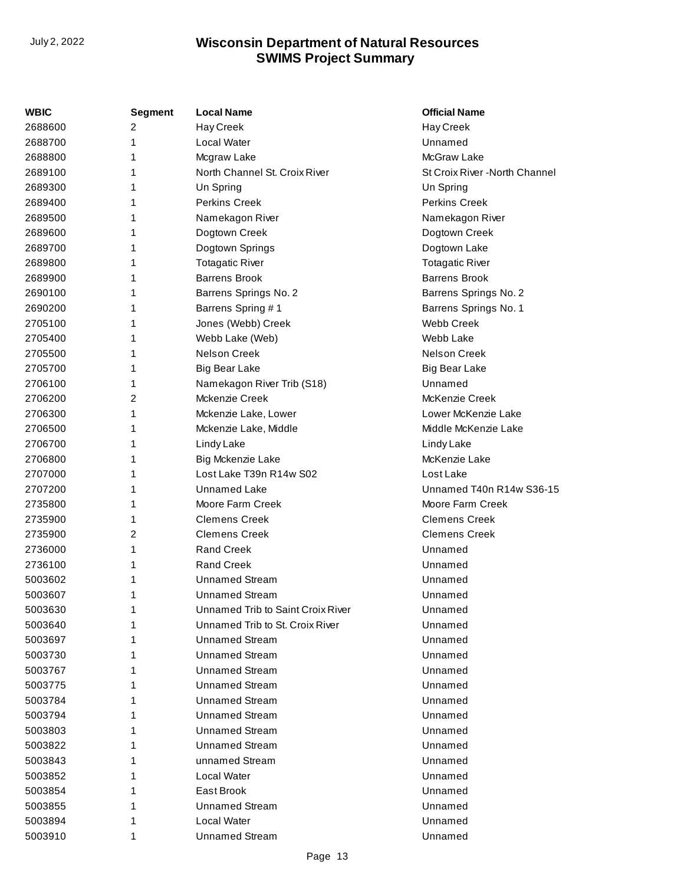| WBIC | Segment | Local Name | Official Name |
|---|---|---|---|
| 2688600 | 2 | Hay Creek | Hay Creek |
| 2688700 | 1 | Local Water | Unnamed |
| 2688800 | 1 | Mcgraw Lake | McGraw Lake |
| 2689100 | 1 | North Channel St. Croix River | St Croix River -North Channel |
| 2689300 | 1 | Un Spring | Un Spring |
| 2689400 | 1 | Perkins Creek | Perkins Creek |
| 2689500 | 1 | Namekagon River | Namekagon River |
| 2689600 | 1 | Dogtown Creek | Dogtown Creek |
| 2689700 | 1 | Dogtown Springs | Dogtown Lake |
| 2689800 | 1 | Totagatic River | Totagatic River |
| 2689900 | 1 | Barrens Brook | Barrens Brook |
| 2690100 | 1 | Barrens Springs No. 2 | Barrens Springs No. 2 |
| 2690200 | 1 | Barrens Spring # 1 | Barrens Springs No. 1 |
| 2705100 | 1 | Jones (Webb) Creek | Webb Creek |
| 2705400 | 1 | Webb Lake (Web) | Webb Lake |
| 2705500 | 1 | Nelson Creek | Nelson Creek |
| 2705700 | 1 | Big Bear Lake | Big Bear Lake |
| 2706100 | 1 | Namekagon River Trib (S18) | Unnamed |
| 2706200 | 2 | Mckenzie Creek | McKenzie Creek |
| 2706300 | 1 | Mckenzie Lake, Lower | Lower McKenzie Lake |
| 2706500 | 1 | Mckenzie Lake, Middle | Middle McKenzie Lake |
| 2706700 | 1 | Lindy Lake | Lindy Lake |
| 2706800 | 1 | Big Mckenzie Lake | McKenzie Lake |
| 2707000 | 1 | Lost Lake T39n R14w S02 | Lost Lake |
| 2707200 | 1 | Unnamed Lake | Unnamed T40n R14w S36-15 |
| 2735800 | 1 | Moore Farm Creek | Moore Farm Creek |
| 2735900 | 1 | Clemens Creek | Clemens Creek |
| 2735900 | 2 | Clemens Creek | Clemens Creek |
| 2736000 | 1 | Rand Creek | Unnamed |
| 2736100 | 1 | Rand Creek | Unnamed |
| 5003602 | 1 | Unnamed Stream | Unnamed |
| 5003607 | 1 | Unnamed Stream | Unnamed |
| 5003630 | 1 | Unnamed Trib to Saint Croix River | Unnamed |
| 5003640 | 1 | Unnamed Trib to St. Croix River | Unnamed |
| 5003697 | 1 | Unnamed Stream | Unnamed |
| 5003730 | 1 | Unnamed Stream | Unnamed |
| 5003767 | 1 | Unnamed Stream | Unnamed |
| 5003775 | 1 | Unnamed Stream | Unnamed |
| 5003784 | 1 | Unnamed Stream | Unnamed |
| 5003794 | 1 | Unnamed Stream | Unnamed |
| 5003803 | 1 | Unnamed Stream | Unnamed |
| 5003822 | 1 | Unnamed Stream | Unnamed |
| 5003843 | 1 | unnamed Stream | Unnamed |
| 5003852 | 1 | Local Water | Unnamed |
| 5003854 | 1 | East Brook | Unnamed |
| 5003855 | 1 | Unnamed Stream | Unnamed |
| 5003894 | 1 | Local Water | Unnamed |
| 5003910 | 1 | Unnamed Stream | Unnamed |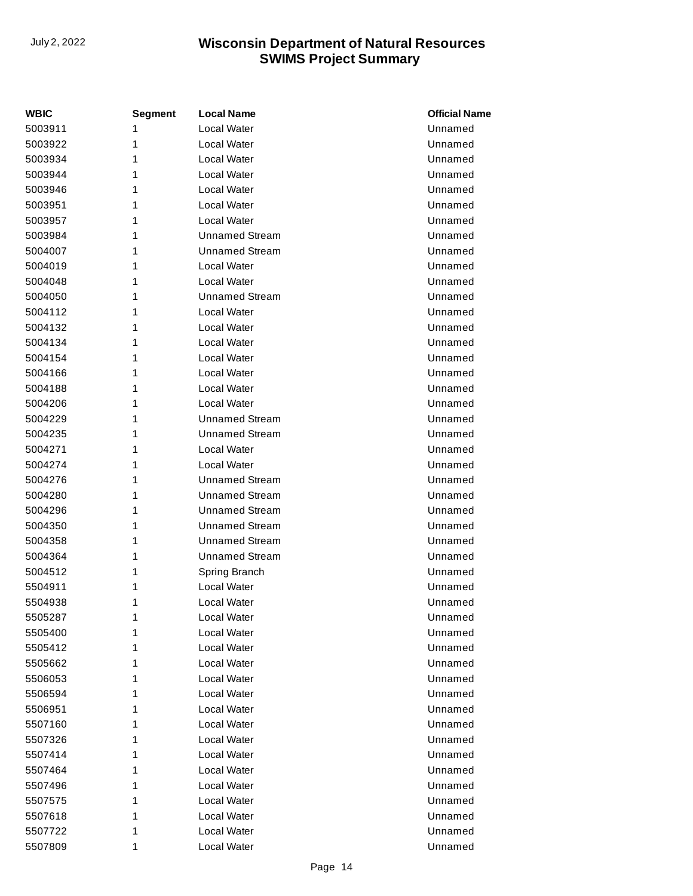| WBIC | Segment | Local Name | Official Name |
| --- | --- | --- | --- |
| 5003911 | 1 | Local Water | Unnamed |
| 5003922 | 1 | Local Water | Unnamed |
| 5003934 | 1 | Local Water | Unnamed |
| 5003944 | 1 | Local Water | Unnamed |
| 5003946 | 1 | Local Water | Unnamed |
| 5003951 | 1 | Local Water | Unnamed |
| 5003957 | 1 | Local Water | Unnamed |
| 5003984 | 1 | Unnamed Stream | Unnamed |
| 5004007 | 1 | Unnamed Stream | Unnamed |
| 5004019 | 1 | Local Water | Unnamed |
| 5004048 | 1 | Local Water | Unnamed |
| 5004050 | 1 | Unnamed Stream | Unnamed |
| 5004112 | 1 | Local Water | Unnamed |
| 5004132 | 1 | Local Water | Unnamed |
| 5004134 | 1 | Local Water | Unnamed |
| 5004154 | 1 | Local Water | Unnamed |
| 5004166 | 1 | Local Water | Unnamed |
| 5004188 | 1 | Local Water | Unnamed |
| 5004206 | 1 | Local Water | Unnamed |
| 5004229 | 1 | Unnamed Stream | Unnamed |
| 5004235 | 1 | Unnamed Stream | Unnamed |
| 5004271 | 1 | Local Water | Unnamed |
| 5004274 | 1 | Local Water | Unnamed |
| 5004276 | 1 | Unnamed Stream | Unnamed |
| 5004280 | 1 | Unnamed Stream | Unnamed |
| 5004296 | 1 | Unnamed Stream | Unnamed |
| 5004350 | 1 | Unnamed Stream | Unnamed |
| 5004358 | 1 | Unnamed Stream | Unnamed |
| 5004364 | 1 | Unnamed Stream | Unnamed |
| 5004512 | 1 | Spring Branch | Unnamed |
| 5504911 | 1 | Local Water | Unnamed |
| 5504938 | 1 | Local Water | Unnamed |
| 5505287 | 1 | Local Water | Unnamed |
| 5505400 | 1 | Local Water | Unnamed |
| 5505412 | 1 | Local Water | Unnamed |
| 5505662 | 1 | Local Water | Unnamed |
| 5506053 | 1 | Local Water | Unnamed |
| 5506594 | 1 | Local Water | Unnamed |
| 5506951 | 1 | Local Water | Unnamed |
| 5507160 | 1 | Local Water | Unnamed |
| 5507326 | 1 | Local Water | Unnamed |
| 5507414 | 1 | Local Water | Unnamed |
| 5507464 | 1 | Local Water | Unnamed |
| 5507496 | 1 | Local Water | Unnamed |
| 5507575 | 1 | Local Water | Unnamed |
| 5507618 | 1 | Local Water | Unnamed |
| 5507722 | 1 | Local Water | Unnamed |
| 5507809 | 1 | Local Water | Unnamed |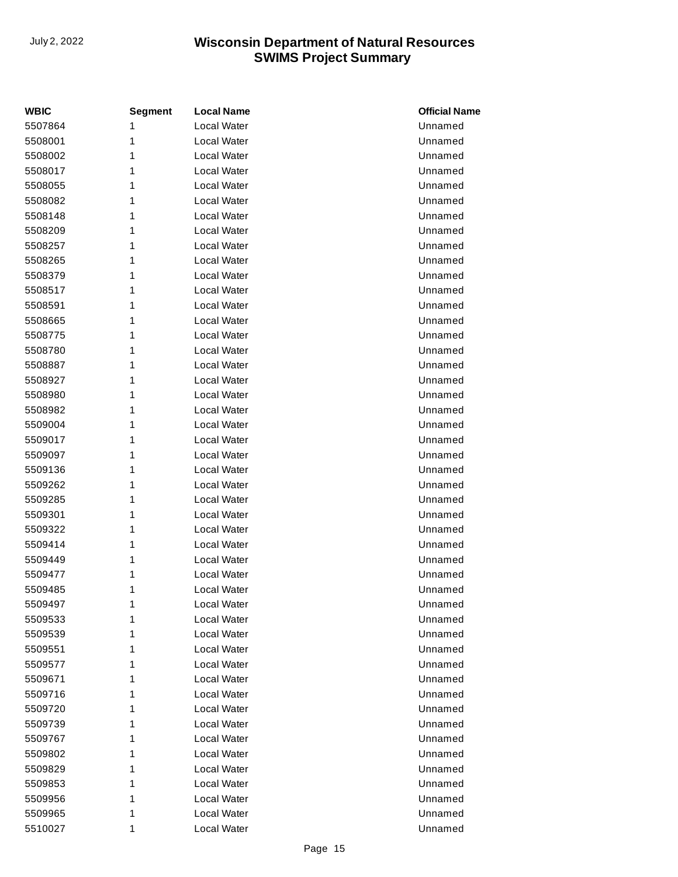| WBIC | Segment | Local Name | Official Name |
| --- | --- | --- | --- |
| 5507864 | 1 | Local Water | Unnamed |
| 5508001 | 1 | Local Water | Unnamed |
| 5508002 | 1 | Local Water | Unnamed |
| 5508017 | 1 | Local Water | Unnamed |
| 5508055 | 1 | Local Water | Unnamed |
| 5508082 | 1 | Local Water | Unnamed |
| 5508148 | 1 | Local Water | Unnamed |
| 5508209 | 1 | Local Water | Unnamed |
| 5508257 | 1 | Local Water | Unnamed |
| 5508265 | 1 | Local Water | Unnamed |
| 5508379 | 1 | Local Water | Unnamed |
| 5508517 | 1 | Local Water | Unnamed |
| 5508591 | 1 | Local Water | Unnamed |
| 5508665 | 1 | Local Water | Unnamed |
| 5508775 | 1 | Local Water | Unnamed |
| 5508780 | 1 | Local Water | Unnamed |
| 5508887 | 1 | Local Water | Unnamed |
| 5508927 | 1 | Local Water | Unnamed |
| 5508980 | 1 | Local Water | Unnamed |
| 5508982 | 1 | Local Water | Unnamed |
| 5509004 | 1 | Local Water | Unnamed |
| 5509017 | 1 | Local Water | Unnamed |
| 5509097 | 1 | Local Water | Unnamed |
| 5509136 | 1 | Local Water | Unnamed |
| 5509262 | 1 | Local Water | Unnamed |
| 5509285 | 1 | Local Water | Unnamed |
| 5509301 | 1 | Local Water | Unnamed |
| 5509322 | 1 | Local Water | Unnamed |
| 5509414 | 1 | Local Water | Unnamed |
| 5509449 | 1 | Local Water | Unnamed |
| 5509477 | 1 | Local Water | Unnamed |
| 5509485 | 1 | Local Water | Unnamed |
| 5509497 | 1 | Local Water | Unnamed |
| 5509533 | 1 | Local Water | Unnamed |
| 5509539 | 1 | Local Water | Unnamed |
| 5509551 | 1 | Local Water | Unnamed |
| 5509577 | 1 | Local Water | Unnamed |
| 5509671 | 1 | Local Water | Unnamed |
| 5509716 | 1 | Local Water | Unnamed |
| 5509720 | 1 | Local Water | Unnamed |
| 5509739 | 1 | Local Water | Unnamed |
| 5509767 | 1 | Local Water | Unnamed |
| 5509802 | 1 | Local Water | Unnamed |
| 5509829 | 1 | Local Water | Unnamed |
| 5509853 | 1 | Local Water | Unnamed |
| 5509956 | 1 | Local Water | Unnamed |
| 5509965 | 1 | Local Water | Unnamed |
| 5510027 | 1 | Local Water | Unnamed |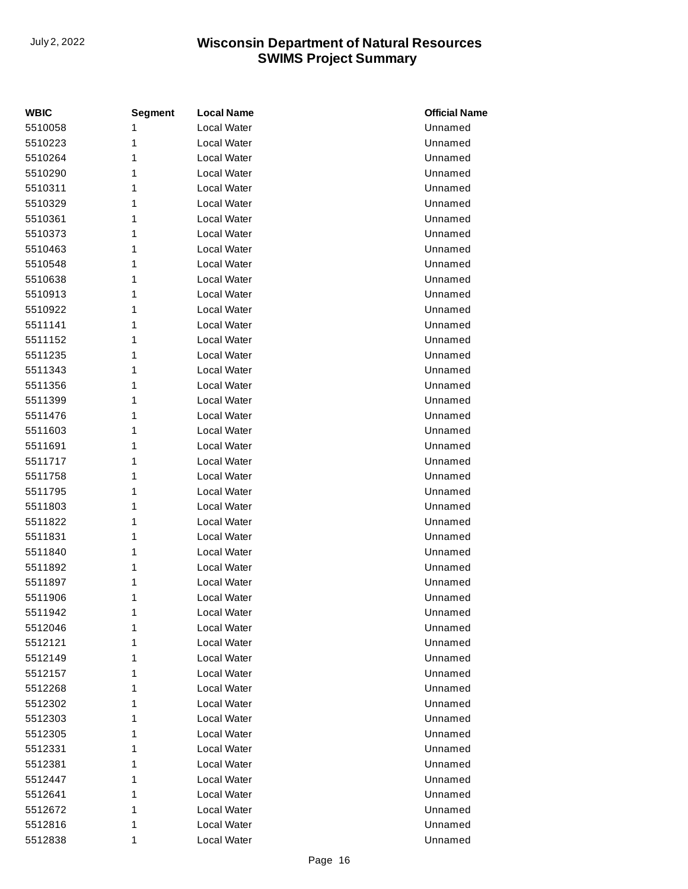| WBIC | Segment | Local Name | Official Name |
|---|---|---|---|
| 5510058 | 1 | Local Water | Unnamed |
| 5510223 | 1 | Local Water | Unnamed |
| 5510264 | 1 | Local Water | Unnamed |
| 5510290 | 1 | Local Water | Unnamed |
| 5510311 | 1 | Local Water | Unnamed |
| 5510329 | 1 | Local Water | Unnamed |
| 5510361 | 1 | Local Water | Unnamed |
| 5510373 | 1 | Local Water | Unnamed |
| 5510463 | 1 | Local Water | Unnamed |
| 5510548 | 1 | Local Water | Unnamed |
| 5510638 | 1 | Local Water | Unnamed |
| 5510913 | 1 | Local Water | Unnamed |
| 5510922 | 1 | Local Water | Unnamed |
| 5511141 | 1 | Local Water | Unnamed |
| 5511152 | 1 | Local Water | Unnamed |
| 5511235 | 1 | Local Water | Unnamed |
| 5511343 | 1 | Local Water | Unnamed |
| 5511356 | 1 | Local Water | Unnamed |
| 5511399 | 1 | Local Water | Unnamed |
| 5511476 | 1 | Local Water | Unnamed |
| 5511603 | 1 | Local Water | Unnamed |
| 5511691 | 1 | Local Water | Unnamed |
| 5511717 | 1 | Local Water | Unnamed |
| 5511758 | 1 | Local Water | Unnamed |
| 5511795 | 1 | Local Water | Unnamed |
| 5511803 | 1 | Local Water | Unnamed |
| 5511822 | 1 | Local Water | Unnamed |
| 5511831 | 1 | Local Water | Unnamed |
| 5511840 | 1 | Local Water | Unnamed |
| 5511892 | 1 | Local Water | Unnamed |
| 5511897 | 1 | Local Water | Unnamed |
| 5511906 | 1 | Local Water | Unnamed |
| 5511942 | 1 | Local Water | Unnamed |
| 5512046 | 1 | Local Water | Unnamed |
| 5512121 | 1 | Local Water | Unnamed |
| 5512149 | 1 | Local Water | Unnamed |
| 5512157 | 1 | Local Water | Unnamed |
| 5512268 | 1 | Local Water | Unnamed |
| 5512302 | 1 | Local Water | Unnamed |
| 5512303 | 1 | Local Water | Unnamed |
| 5512305 | 1 | Local Water | Unnamed |
| 5512331 | 1 | Local Water | Unnamed |
| 5512381 | 1 | Local Water | Unnamed |
| 5512447 | 1 | Local Water | Unnamed |
| 5512641 | 1 | Local Water | Unnamed |
| 5512672 | 1 | Local Water | Unnamed |
| 5512816 | 1 | Local Water | Unnamed |
| 5512838 | 1 | Local Water | Unnamed |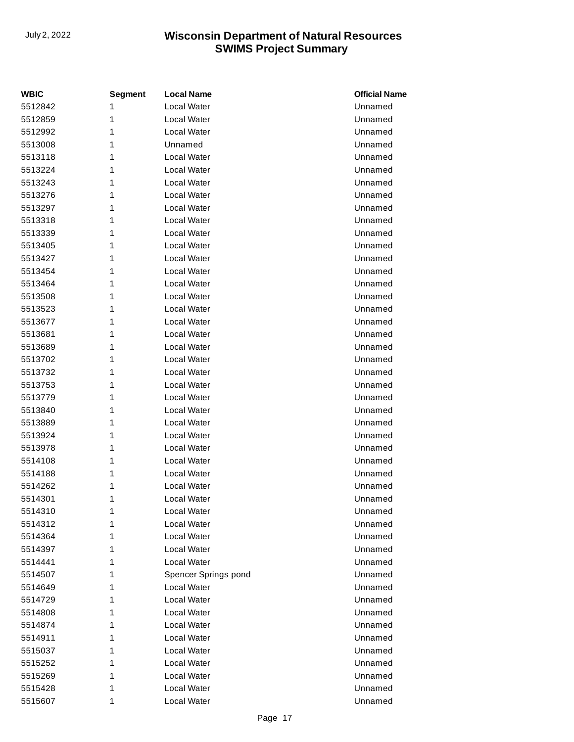| WBIC | Segment | Local Name | Official Name |
|---|---|---|---|
| 5512842 | 1 | Local Water | Unnamed |
| 5512859 | 1 | Local Water | Unnamed |
| 5512992 | 1 | Local Water | Unnamed |
| 5513008 | 1 | Unnamed | Unnamed |
| 5513118 | 1 | Local Water | Unnamed |
| 5513224 | 1 | Local Water | Unnamed |
| 5513243 | 1 | Local Water | Unnamed |
| 5513276 | 1 | Local Water | Unnamed |
| 5513297 | 1 | Local Water | Unnamed |
| 5513318 | 1 | Local Water | Unnamed |
| 5513339 | 1 | Local Water | Unnamed |
| 5513405 | 1 | Local Water | Unnamed |
| 5513427 | 1 | Local Water | Unnamed |
| 5513454 | 1 | Local Water | Unnamed |
| 5513464 | 1 | Local Water | Unnamed |
| 5513508 | 1 | Local Water | Unnamed |
| 5513523 | 1 | Local Water | Unnamed |
| 5513677 | 1 | Local Water | Unnamed |
| 5513681 | 1 | Local Water | Unnamed |
| 5513689 | 1 | Local Water | Unnamed |
| 5513702 | 1 | Local Water | Unnamed |
| 5513732 | 1 | Local Water | Unnamed |
| 5513753 | 1 | Local Water | Unnamed |
| 5513779 | 1 | Local Water | Unnamed |
| 5513840 | 1 | Local Water | Unnamed |
| 5513889 | 1 | Local Water | Unnamed |
| 5513924 | 1 | Local Water | Unnamed |
| 5513978 | 1 | Local Water | Unnamed |
| 5514108 | 1 | Local Water | Unnamed |
| 5514188 | 1 | Local Water | Unnamed |
| 5514262 | 1 | Local Water | Unnamed |
| 5514301 | 1 | Local Water | Unnamed |
| 5514310 | 1 | Local Water | Unnamed |
| 5514312 | 1 | Local Water | Unnamed |
| 5514364 | 1 | Local Water | Unnamed |
| 5514397 | 1 | Local Water | Unnamed |
| 5514441 | 1 | Local Water | Unnamed |
| 5514507 | 1 | Spencer Springs pond | Unnamed |
| 5514649 | 1 | Local Water | Unnamed |
| 5514729 | 1 | Local Water | Unnamed |
| 5514808 | 1 | Local Water | Unnamed |
| 5514874 | 1 | Local Water | Unnamed |
| 5514911 | 1 | Local Water | Unnamed |
| 5515037 | 1 | Local Water | Unnamed |
| 5515252 | 1 | Local Water | Unnamed |
| 5515269 | 1 | Local Water | Unnamed |
| 5515428 | 1 | Local Water | Unnamed |
| 5515607 | 1 | Local Water | Unnamed |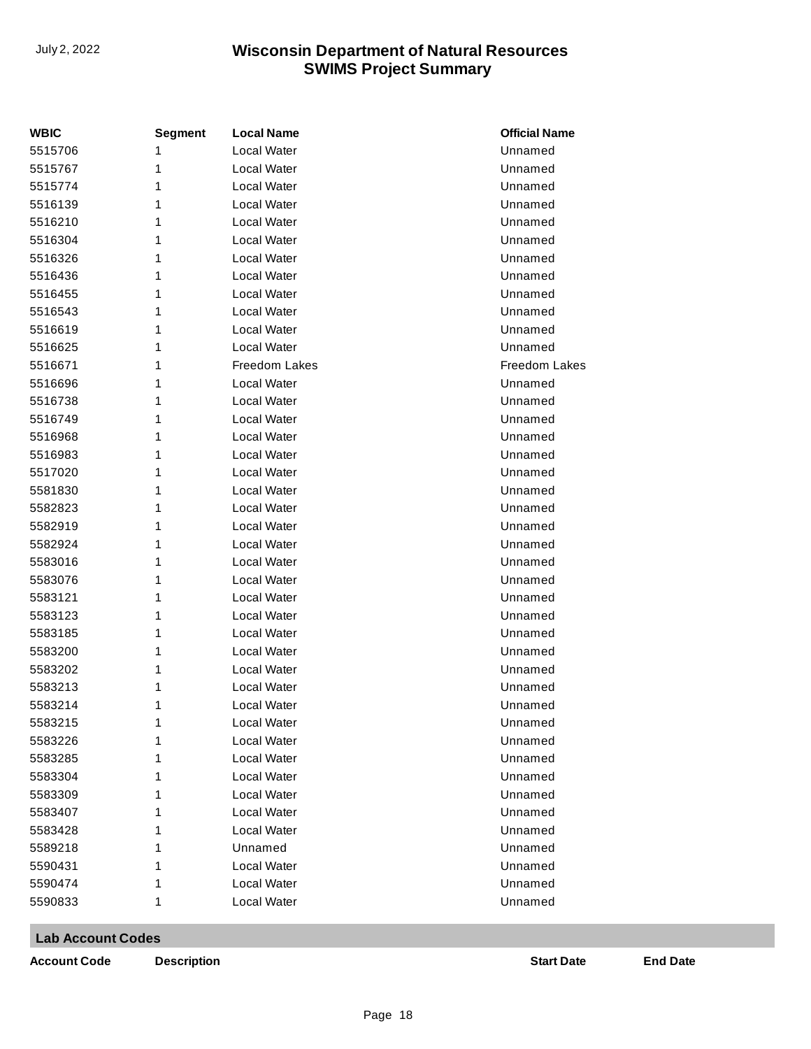| WBIC | Segment | Local Name | Official Name |
|---|---|---|---|
| 5515706 | 1 | Local Water | Unnamed |
| 5515767 | 1 | Local Water | Unnamed |
| 5515774 | 1 | Local Water | Unnamed |
| 5516139 | 1 | Local Water | Unnamed |
| 5516210 | 1 | Local Water | Unnamed |
| 5516304 | 1 | Local Water | Unnamed |
| 5516326 | 1 | Local Water | Unnamed |
| 5516436 | 1 | Local Water | Unnamed |
| 5516455 | 1 | Local Water | Unnamed |
| 5516543 | 1 | Local Water | Unnamed |
| 5516619 | 1 | Local Water | Unnamed |
| 5516625 | 1 | Local Water | Unnamed |
| 5516671 | 1 | Freedom Lakes | Freedom Lakes |
| 5516696 | 1 | Local Water | Unnamed |
| 5516738 | 1 | Local Water | Unnamed |
| 5516749 | 1 | Local Water | Unnamed |
| 5516968 | 1 | Local Water | Unnamed |
| 5516983 | 1 | Local Water | Unnamed |
| 5517020 | 1 | Local Water | Unnamed |
| 5581830 | 1 | Local Water | Unnamed |
| 5582823 | 1 | Local Water | Unnamed |
| 5582919 | 1 | Local Water | Unnamed |
| 5582924 | 1 | Local Water | Unnamed |
| 5583016 | 1 | Local Water | Unnamed |
| 5583076 | 1 | Local Water | Unnamed |
| 5583121 | 1 | Local Water | Unnamed |
| 5583123 | 1 | Local Water | Unnamed |
| 5583185 | 1 | Local Water | Unnamed |
| 5583200 | 1 | Local Water | Unnamed |
| 5583202 | 1 | Local Water | Unnamed |
| 5583213 | 1 | Local Water | Unnamed |
| 5583214 | 1 | Local Water | Unnamed |
| 5583215 | 1 | Local Water | Unnamed |
| 5583226 | 1 | Local Water | Unnamed |
| 5583285 | 1 | Local Water | Unnamed |
| 5583304 | 1 | Local Water | Unnamed |
| 5583309 | 1 | Local Water | Unnamed |
| 5583407 | 1 | Local Water | Unnamed |
| 5583428 | 1 | Local Water | Unnamed |
| 5589218 | 1 | Unnamed | Unnamed |
| 5590431 | 1 | Local Water | Unnamed |
| 5590474 | 1 | Local Water | Unnamed |
| 5590833 | 1 | Local Water | Unnamed |

## Lab Account Codes

| Account Code | Description | Start Date | End Date |
|---|---|---|---|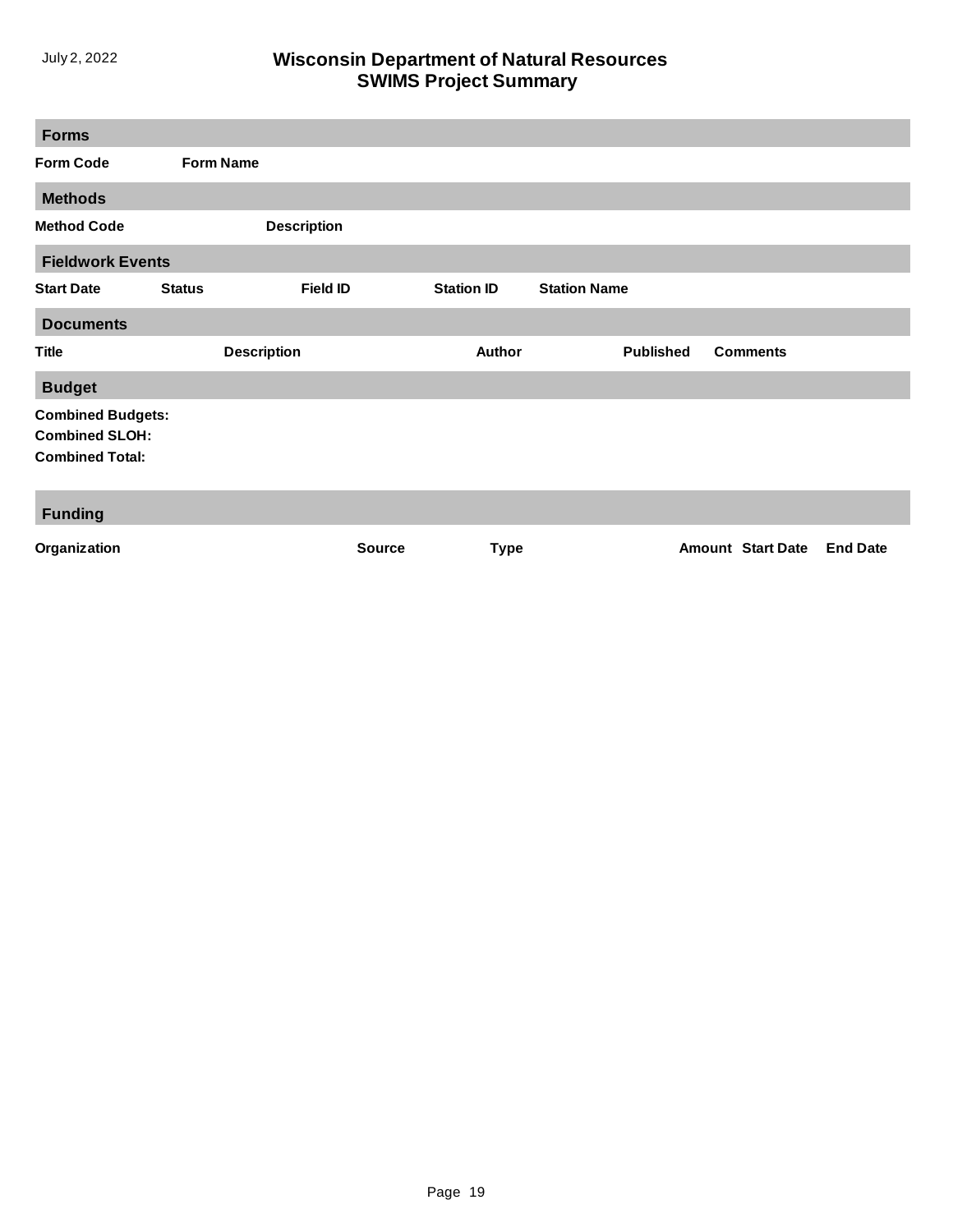## Forms

| Form Code | Form Name |
|---|---|

## Methods

| Method Code | Description |
|---|---|

## Fieldwork Events

| Start Date | Status | Field ID | Station ID | Station Name |
|---|---|---|---|---|

## Documents

| Title | Description | Author | Published | Comments |
|---|---|---|---|---|

## Budget

**Combined Budgets:**
**Combined SLOH:**
**Combined Total:**

## Funding

| Organization | Source | Type | Amount | Start Date | End Date |
|---|---|---|---|---|---|